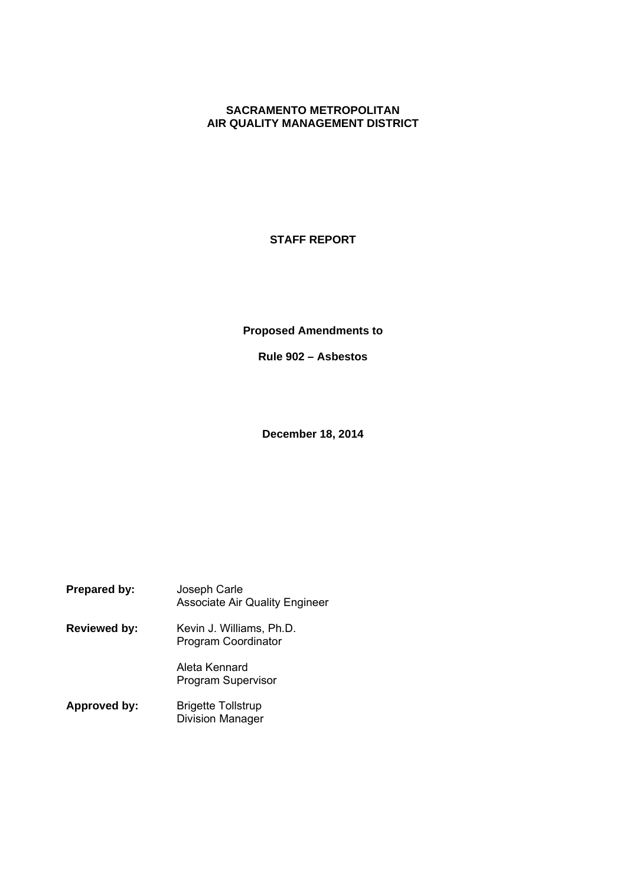**SACRAMENTO METROPOLITAN**
**AIR QUALITY MANAGEMENT DISTRICT**

# STAFF REPORT

**Proposed Amendments to**

**Rule 902 – Asbestos**

**December 18, 2014**

**Prepared by:** Joseph Carle
Associate Air Quality Engineer

**Reviewed by:** Kevin J. Williams, Ph.D.
Program Coordinator

Aleta Kennard
Program Supervisor

**Approved by:** Brigette Tollstrup
Division Manager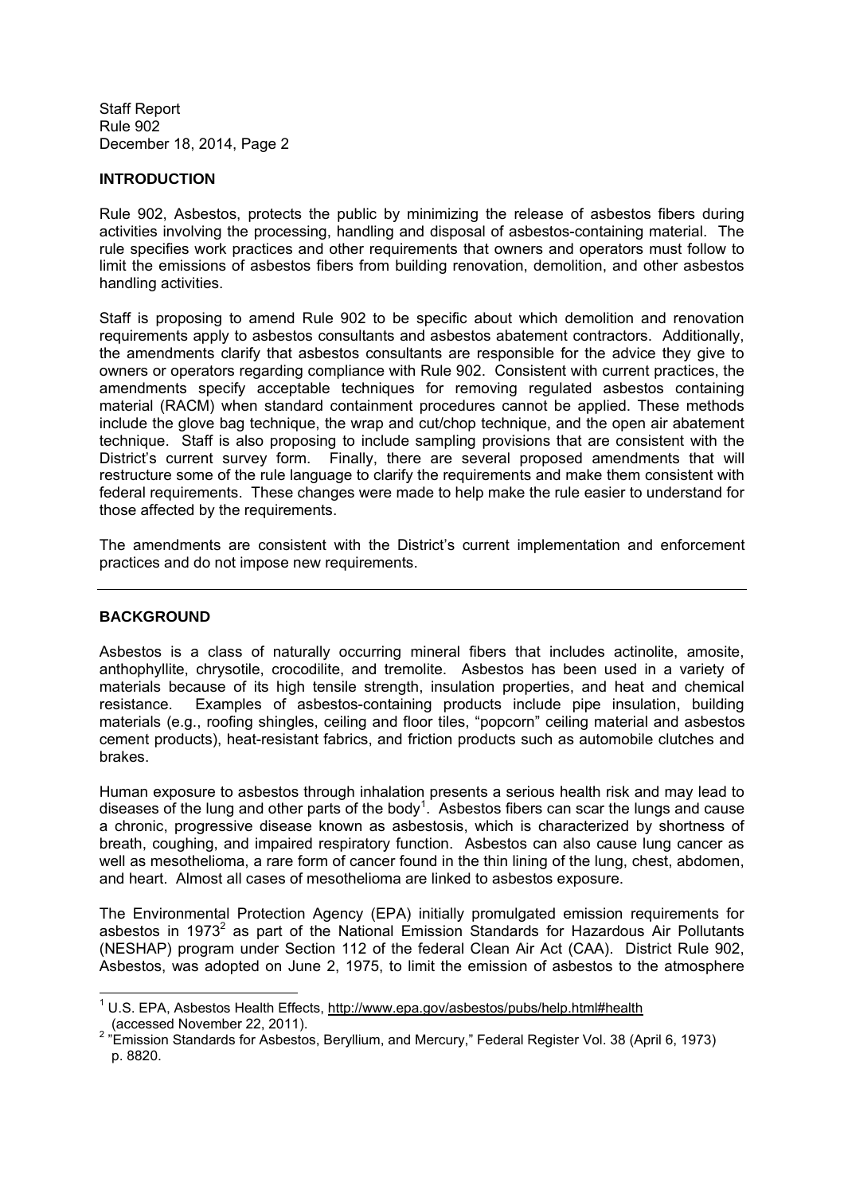## INTRODUCTION

Rule 902, Asbestos, protects the public by minimizing the release of asbestos fibers during activities involving the processing, handling and disposal of asbestos-containing material. The rule specifies work practices and other requirements that owners and operators must follow to limit the emissions of asbestos fibers from building renovation, demolition, and other asbestos handling activities.

Staff is proposing to amend Rule 902 to be specific about which demolition and renovation requirements apply to asbestos consultants and asbestos abatement contractors. Additionally, the amendments clarify that asbestos consultants are responsible for the advice they give to owners or operators regarding compliance with Rule 902. Consistent with current practices, the amendments specify acceptable techniques for removing regulated asbestos containing material (RACM) when standard containment procedures cannot be applied. These methods include the glove bag technique, the wrap and cut/chop technique, and the open air abatement technique. Staff is also proposing to include sampling provisions that are consistent with the District's current survey form. Finally, there are several proposed amendments that will restructure some of the rule language to clarify the requirements and make them consistent with federal requirements. These changes were made to help make the rule easier to understand for those affected by the requirements.

The amendments are consistent with the District's current implementation and enforcement practices and do not impose new requirements.

---

## BACKGROUND

Asbestos is a class of naturally occurring mineral fibers that includes actinolite, amosite, anthophyllite, chrysotile, crocodilite, and tremolite. Asbestos has been used in a variety of materials because of its high tensile strength, insulation properties, and heat and chemical resistance. Examples of asbestos-containing products include pipe insulation, building materials (e.g., roofing shingles, ceiling and floor tiles, "popcorn" ceiling material and asbestos cement products), heat-resistant fabrics, and friction products such as automobile clutches and brakes.

Human exposure to asbestos through inhalation presents a serious health risk and may lead to diseases of the lung and other parts of the body[1]. Asbestos fibers can scar the lungs and cause a chronic, progressive disease known as asbestosis, which is characterized by shortness of breath, coughing, and impaired respiratory function. Asbestos can also cause lung cancer as well as mesothelioma, a rare form of cancer found in the thin lining of the lung, chest, abdomen, and heart. Almost all cases of mesothelioma are linked to asbestos exposure.

The Environmental Protection Agency (EPA) initially promulgated emission requirements for asbestos in 1973[2] as part of the National Emission Standards for Hazardous Air Pollutants (NESHAP) program under Section 112 of the federal Clean Air Act (CAA). District Rule 902, Asbestos, was adopted on June 2, 1975, to limit the emission of asbestos to the atmosphere

---

[1] U.S. EPA, Asbestos Health Effects, http://www.epa.gov/asbestos/pubs/help.html#health (accessed November 22, 2011).

[2] "Emission Standards for Asbestos, Beryllium, and Mercury," Federal Register Vol. 38 (April 6, 1973) p. 8820.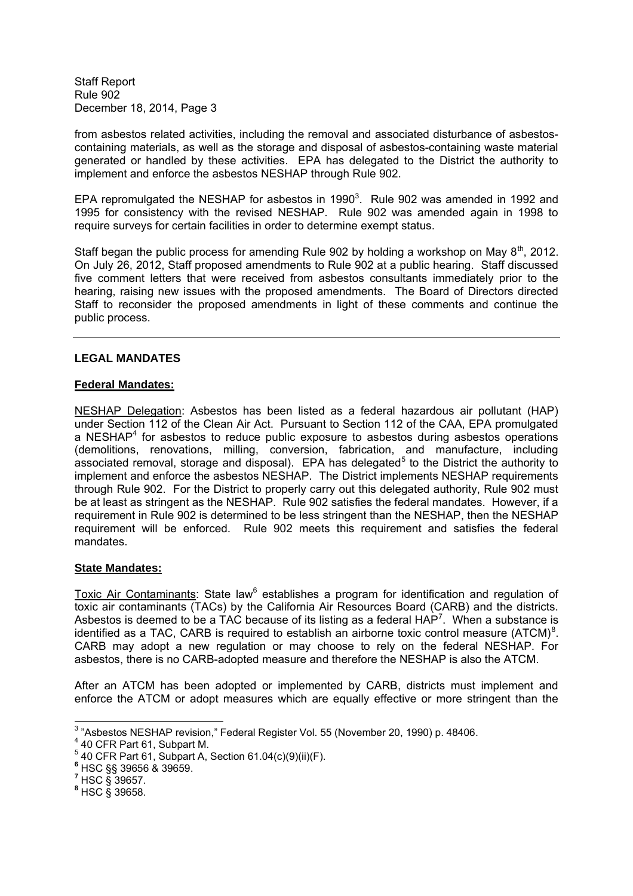from asbestos related activities, including the removal and associated disturbance of asbestos-containing materials, as well as the storage and disposal of asbestos-containing waste material generated or handled by these activities. EPA has delegated to the District the authority to implement and enforce the asbestos NESHAP through Rule 902.

EPA repromulgated the NESHAP for asbestos in 1990[3]. Rule 902 was amended in 1992 and 1995 for consistency with the revised NESHAP. Rule 902 was amended again in 1998 to require surveys for certain facilities in order to determine exempt status.

Staff began the public process for amending Rule 902 by holding a workshop on May 8th, 2012. On July 26, 2012, Staff proposed amendments to Rule 902 at a public hearing. Staff discussed five comment letters that were received from asbestos consultants immediately prior to the hearing, raising new issues with the proposed amendments. The Board of Directors directed Staff to reconsider the proposed amendments in light of these comments and continue the public process.

---

## LEGAL MANDATES

### Federal Mandates:

NESHAP Delegation: Asbestos has been listed as a federal hazardous air pollutant (HAP) under Section 112 of the Clean Air Act. Pursuant to Section 112 of the CAA, EPA promulgated a NESHAP[4] for asbestos to reduce public exposure to asbestos during asbestos operations (demolitions, renovations, milling, conversion, fabrication, and manufacture, including associated removal, storage and disposal). EPA has delegated[5] to the District the authority to implement and enforce the asbestos NESHAP. The District implements NESHAP requirements through Rule 902. For the District to properly carry out this delegated authority, Rule 902 must be at least as stringent as the NESHAP. Rule 902 satisfies the federal mandates. However, if a requirement in Rule 902 is determined to be less stringent than the NESHAP, then the NESHAP requirement will be enforced. Rule 902 meets this requirement and satisfies the federal mandates.

### State Mandates:

Toxic Air Contaminants: State law[6] establishes a program for identification and regulation of toxic air contaminants (TACs) by the California Air Resources Board (CARB) and the districts. Asbestos is deemed to be a TAC because of its listing as a federal HAP[7]. When a substance is identified as a TAC, CARB is required to establish an airborne toxic control measure (ATCM)[8]. CARB may adopt a new regulation or may choose to rely on the federal NESHAP. For asbestos, there is no CARB-adopted measure and therefore the NESHAP is also the ATCM.

After an ATCM has been adopted or implemented by CARB, districts must implement and enforce the ATCM or adopt measures which are equally effective or more stringent than the

---

[3] "Asbestos NESHAP revision," Federal Register Vol. 55 (November 20, 1990) p. 48406.

[4] 40 CFR Part 61, Subpart M.

[5] 40 CFR Part 61, Subpart A, Section 61.04(c)(9)(ii)(F).

[6] HSC §§ 39656 & 39659.

[7] HSC § 39657.

[8] HSC § 39658.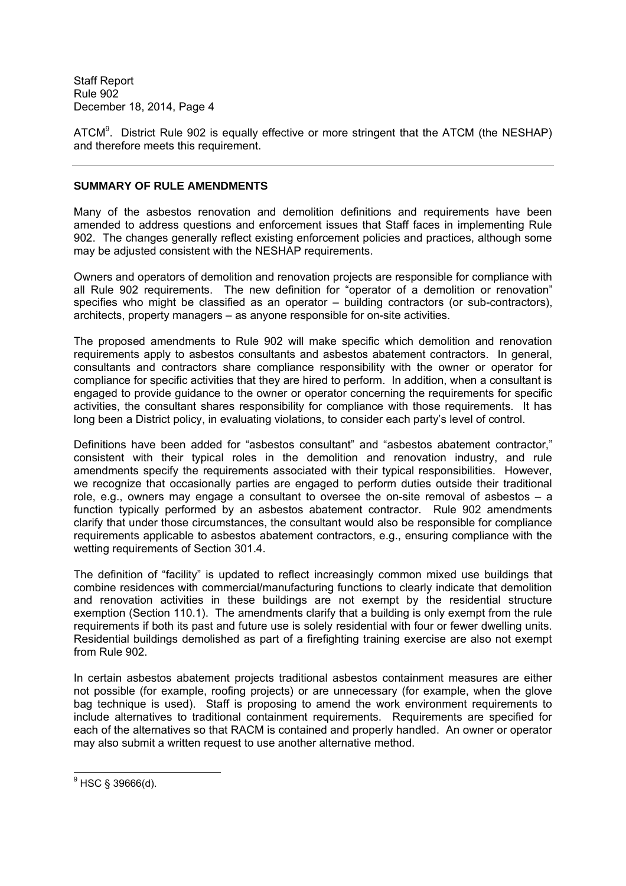ATCM[9]. District Rule 902 is equally effective or more stringent that the ATCM (the NESHAP) and therefore meets this requirement.

---

## SUMMARY OF RULE AMENDMENTS

Many of the asbestos renovation and demolition definitions and requirements have been amended to address questions and enforcement issues that Staff faces in implementing Rule 902. The changes generally reflect existing enforcement policies and practices, although some may be adjusted consistent with the NESHAP requirements.

Owners and operators of demolition and renovation projects are responsible for compliance with all Rule 902 requirements. The new definition for "operator of a demolition or renovation" specifies who might be classified as an operator – building contractors (or sub-contractors), architects, property managers – as anyone responsible for on-site activities.

The proposed amendments to Rule 902 will make specific which demolition and renovation requirements apply to asbestos consultants and asbestos abatement contractors. In general, consultants and contractors share compliance responsibility with the owner or operator for compliance for specific activities that they are hired to perform. In addition, when a consultant is engaged to provide guidance to the owner or operator concerning the requirements for specific activities, the consultant shares responsibility for compliance with those requirements. It has long been a District policy, in evaluating violations, to consider each party's level of control.

Definitions have been added for "asbestos consultant" and "asbestos abatement contractor," consistent with their typical roles in the demolition and renovation industry, and rule amendments specify the requirements associated with their typical responsibilities. However, we recognize that occasionally parties are engaged to perform duties outside their traditional role, e.g., owners may engage a consultant to oversee the on-site removal of asbestos – a function typically performed by an asbestos abatement contractor. Rule 902 amendments clarify that under those circumstances, the consultant would also be responsible for compliance requirements applicable to asbestos abatement contractors, e.g., ensuring compliance with the wetting requirements of Section 301.4.

The definition of "facility" is updated to reflect increasingly common mixed use buildings that combine residences with commercial/manufacturing functions to clearly indicate that demolition and renovation activities in these buildings are not exempt by the residential structure exemption (Section 110.1). The amendments clarify that a building is only exempt from the rule requirements if both its past and future use is solely residential with four or fewer dwelling units. Residential buildings demolished as part of a firefighting training exercise are also not exempt from Rule 902.

In certain asbestos abatement projects traditional asbestos containment measures are either not possible (for example, roofing projects) or are unnecessary (for example, when the glove bag technique is used). Staff is proposing to amend the work environment requirements to include alternatives to traditional containment requirements. Requirements are specified for each of the alternatives so that RACM is contained and properly handled. An owner or operator may also submit a written request to use another alternative method.

---

[9] HSC § 39666(d).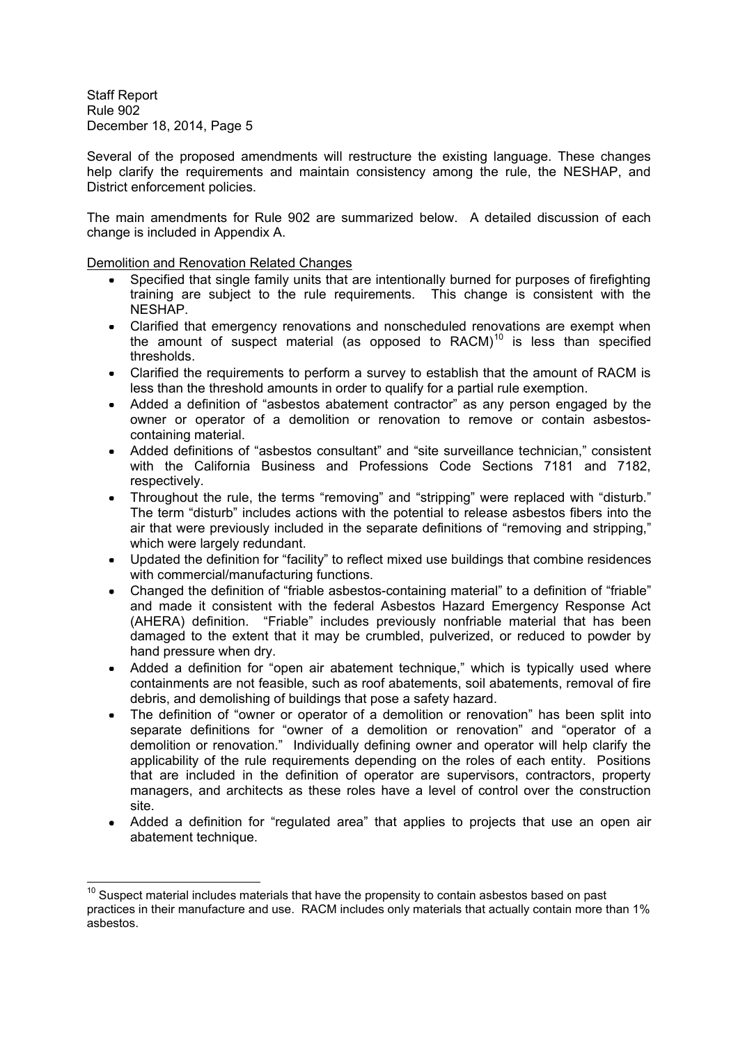Several of the proposed amendments will restructure the existing language. These changes help clarify the requirements and maintain consistency among the rule, the NESHAP, and District enforcement policies.

The main amendments for Rule 902 are summarized below. A detailed discussion of each change is included in Appendix A.

<u>Demolition and Renovation Related Changes</u>

- Specified that single family units that are intentionally burned for purposes of firefighting training are subject to the rule requirements. This change is consistent with the NESHAP.
- Clarified that emergency renovations and nonscheduled renovations are exempt when the amount of suspect material (as opposed to RACM)[10] is less than specified thresholds.
- Clarified the requirements to perform a survey to establish that the amount of RACM is less than the threshold amounts in order to qualify for a partial rule exemption.
- Added a definition of "asbestos abatement contractor" as any person engaged by the owner or operator of a demolition or renovation to remove or contain asbestos-containing material.
- Added definitions of "asbestos consultant" and "site surveillance technician," consistent with the California Business and Professions Code Sections 7181 and 7182, respectively.
- Throughout the rule, the terms "removing" and "stripping" were replaced with "disturb." The term "disturb" includes actions with the potential to release asbestos fibers into the air that were previously included in the separate definitions of "removing and stripping," which were largely redundant.
- Updated the definition for "facility" to reflect mixed use buildings that combine residences with commercial/manufacturing functions.
- Changed the definition of "friable asbestos-containing material" to a definition of "friable" and made it consistent with the federal Asbestos Hazard Emergency Response Act (AHERA) definition. "Friable" includes previously nonfriable material that has been damaged to the extent that it may be crumbled, pulverized, or reduced to powder by hand pressure when dry.
- Added a definition for "open air abatement technique," which is typically used where containments are not feasible, such as roof abatements, soil abatements, removal of fire debris, and demolishing of buildings that pose a safety hazard.
- The definition of "owner or operator of a demolition or renovation" has been split into separate definitions for "owner of a demolition or renovation" and "operator of a demolition or renovation." Individually defining owner and operator will help clarify the applicability of the rule requirements depending on the roles of each entity. Positions that are included in the definition of operator are supervisors, contractors, property managers, and architects as these roles have a level of control over the construction site.
- Added a definition for "regulated area" that applies to projects that use an open air abatement technique.

[10] Suspect material includes materials that have the propensity to contain asbestos based on past practices in their manufacture and use. RACM includes only materials that actually contain more than 1% asbestos.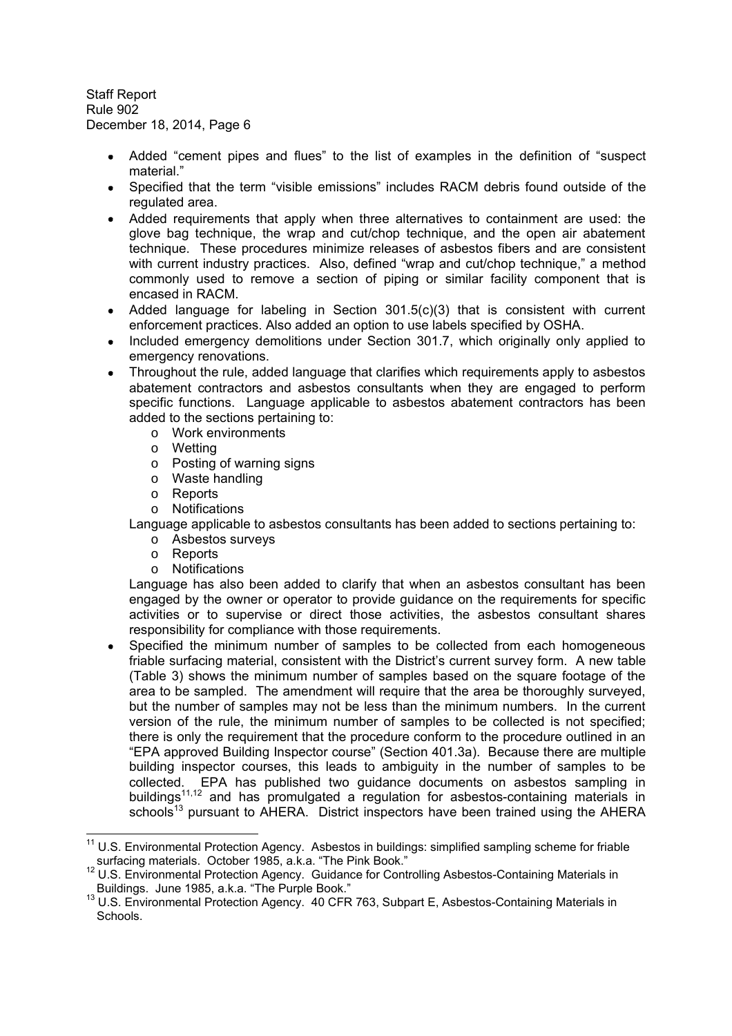- Added "cement pipes and flues" to the list of examples in the definition of "suspect material."
- Specified that the term "visible emissions" includes RACM debris found outside of the regulated area.
- Added requirements that apply when three alternatives to containment are used: the glove bag technique, the wrap and cut/chop technique, and the open air abatement technique. These procedures minimize releases of asbestos fibers and are consistent with current industry practices. Also, defined "wrap and cut/chop technique," a method commonly used to remove a section of piping or similar facility component that is encased in RACM.
- Added language for labeling in Section 301.5(c)(3) that is consistent with current enforcement practices. Also added an option to use labels specified by OSHA.
- Included emergency demolitions under Section 301.7, which originally only applied to emergency renovations.
- Throughout the rule, added language that clarifies which requirements apply to asbestos abatement contractors and asbestos consultants when they are engaged to perform specific functions. Language applicable to asbestos abatement contractors has been added to the sections pertaining to:
  - Work environments
  - Wetting
  - Posting of warning signs
  - Waste handling
  - Reports
  - Notifications

  Language applicable to asbestos consultants has been added to sections pertaining to:
  - Asbestos surveys
  - Reports
  - Notifications

  Language has also been added to clarify that when an asbestos consultant has been engaged by the owner or operator to provide guidance on the requirements for specific activities or to supervise or direct those activities, the asbestos consultant shares responsibility for compliance with those requirements.
- Specified the minimum number of samples to be collected from each homogeneous friable surfacing material, consistent with the District's current survey form. A new table (Table 3) shows the minimum number of samples based on the square footage of the area to be sampled. The amendment will require that the area be thoroughly surveyed, but the number of samples may not be less than the minimum numbers. In the current version of the rule, the minimum number of samples to be collected is not specified; there is only the requirement that the procedure conform to the procedure outlined in an "EPA approved Building Inspector course" (Section 401.3a). Because there are multiple building inspector courses, this leads to ambiguity in the number of samples to be collected. EPA has published two guidance documents on asbestos sampling in buildings[11,12] and has promulgated a regulation for asbestos-containing materials in schools[13] pursuant to AHERA. District inspectors have been trained using the AHERA

---

[11] U.S. Environmental Protection Agency. Asbestos in buildings: simplified sampling scheme for friable surfacing materials. October 1985, a.k.a. "The Pink Book."

[12] U.S. Environmental Protection Agency. Guidance for Controlling Asbestos-Containing Materials in Buildings. June 1985, a.k.a. "The Purple Book."

[13] U.S. Environmental Protection Agency. 40 CFR 763, Subpart E, Asbestos-Containing Materials in Schools.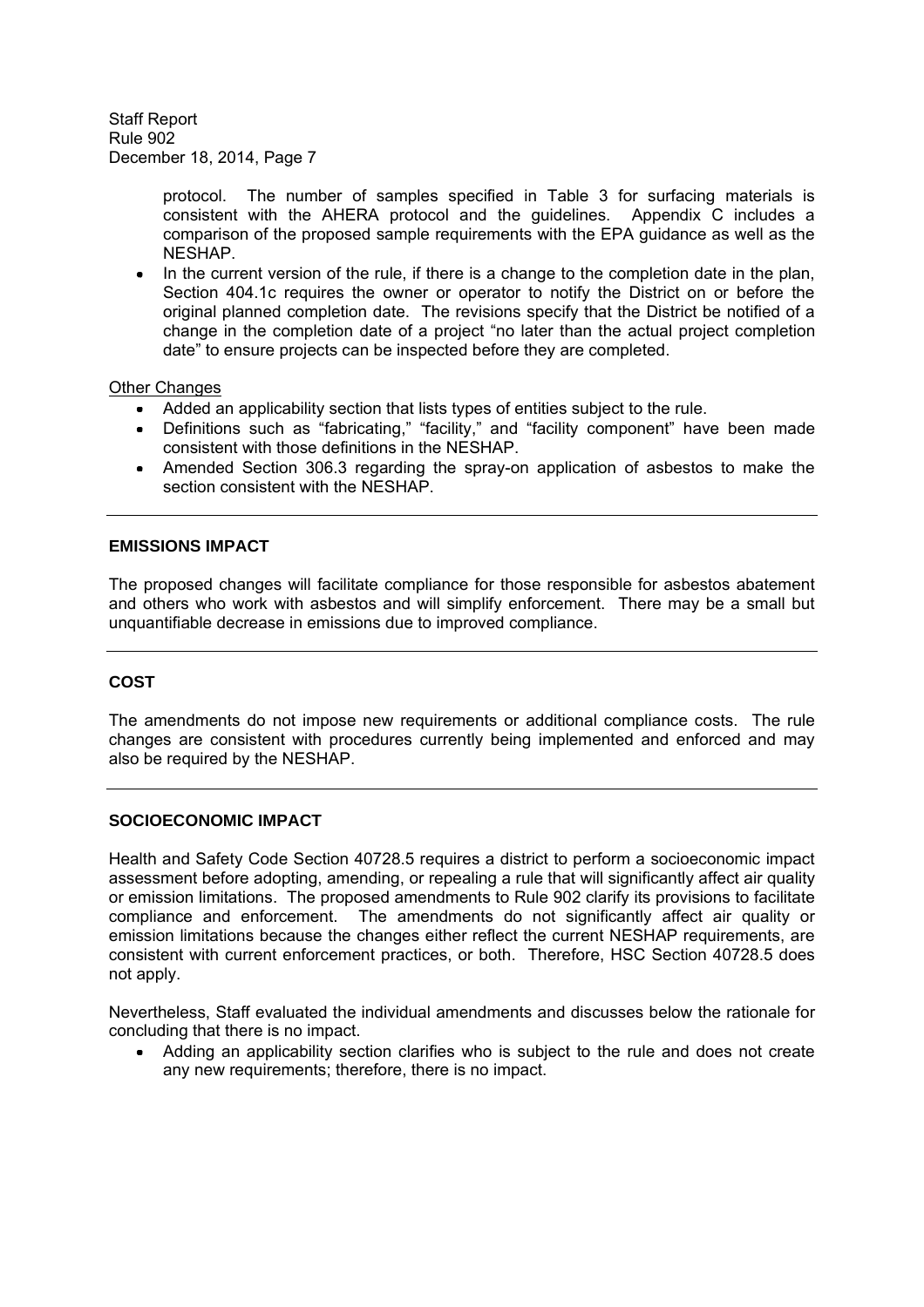protocol. The number of samples specified in Table 3 for surfacing materials is consistent with the AHERA protocol and the guidelines. Appendix C includes a comparison of the proposed sample requirements with the EPA guidance as well as the NESHAP.

- In the current version of the rule, if there is a change to the completion date in the plan, Section 404.1c requires the owner or operator to notify the District on or before the original planned completion date. The revisions specify that the District be notified of a change in the completion date of a project "no later than the actual project completion date" to ensure projects can be inspected before they are completed.

Other Changes

- Added an applicability section that lists types of entities subject to the rule.
- Definitions such as "fabricating," "facility," and "facility component" have been made consistent with those definitions in the NESHAP.
- Amended Section 306.3 regarding the spray-on application of asbestos to make the section consistent with the NESHAP.

---

## EMISSIONS IMPACT

The proposed changes will facilitate compliance for those responsible for asbestos abatement and others who work with asbestos and will simplify enforcement. There may be a small but unquantifiable decrease in emissions due to improved compliance.

---

## COST

The amendments do not impose new requirements or additional compliance costs. The rule changes are consistent with procedures currently being implemented and enforced and may also be required by the NESHAP.

---

## SOCIOECONOMIC IMPACT

Health and Safety Code Section 40728.5 requires a district to perform a socioeconomic impact assessment before adopting, amending, or repealing a rule that will significantly affect air quality or emission limitations. The proposed amendments to Rule 902 clarify its provisions to facilitate compliance and enforcement. The amendments do not significantly affect air quality or emission limitations because the changes either reflect the current NESHAP requirements, are consistent with current enforcement practices, or both. Therefore, HSC Section 40728.5 does not apply.

Nevertheless, Staff evaluated the individual amendments and discusses below the rationale for concluding that there is no impact.

- Adding an applicability section clarifies who is subject to the rule and does not create any new requirements; therefore, there is no impact.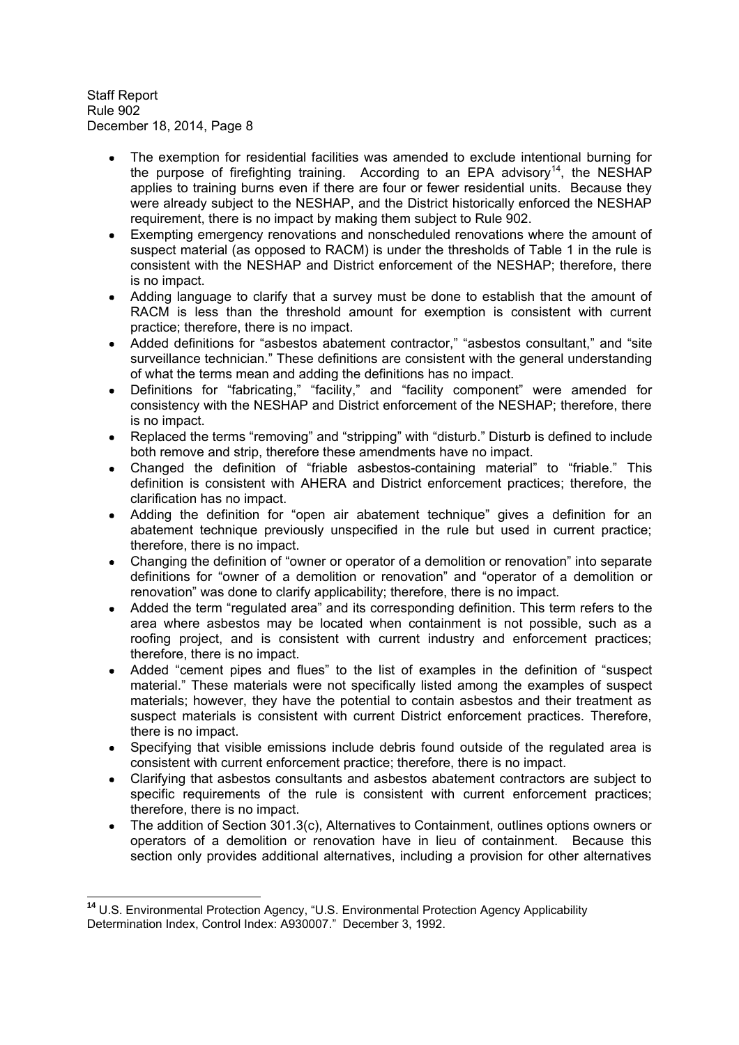- The exemption for residential facilities was amended to exclude intentional burning for the purpose of firefighting training. According to an EPA advisory[14], the NESHAP applies to training burns even if there are four or fewer residential units. Because they were already subject to the NESHAP, and the District historically enforced the NESHAP requirement, there is no impact by making them subject to Rule 902.
- Exempting emergency renovations and nonscheduled renovations where the amount of suspect material (as opposed to RACM) is under the thresholds of Table 1 in the rule is consistent with the NESHAP and District enforcement of the NESHAP; therefore, there is no impact.
- Adding language to clarify that a survey must be done to establish that the amount of RACM is less than the threshold amount for exemption is consistent with current practice; therefore, there is no impact.
- Added definitions for "asbestos abatement contractor," "asbestos consultant," and "site surveillance technician." These definitions are consistent with the general understanding of what the terms mean and adding the definitions has no impact.
- Definitions for "fabricating," "facility," and "facility component" were amended for consistency with the NESHAP and District enforcement of the NESHAP; therefore, there is no impact.
- Replaced the terms "removing" and "stripping" with "disturb." Disturb is defined to include both remove and strip, therefore these amendments have no impact.
- Changed the definition of "friable asbestos-containing material" to "friable." This definition is consistent with AHERA and District enforcement practices; therefore, the clarification has no impact.
- Adding the definition for "open air abatement technique" gives a definition for an abatement technique previously unspecified in the rule but used in current practice; therefore, there is no impact.
- Changing the definition of "owner or operator of a demolition or renovation" into separate definitions for "owner of a demolition or renovation" and "operator of a demolition or renovation" was done to clarify applicability; therefore, there is no impact.
- Added the term "regulated area" and its corresponding definition. This term refers to the area where asbestos may be located when containment is not possible, such as a roofing project, and is consistent with current industry and enforcement practices; therefore, there is no impact.
- Added "cement pipes and flues" to the list of examples in the definition of "suspect material." These materials were not specifically listed among the examples of suspect materials; however, they have the potential to contain asbestos and their treatment as suspect materials is consistent with current District enforcement practices. Therefore, there is no impact.
- Specifying that visible emissions include debris found outside of the regulated area is consistent with current enforcement practice; therefore, there is no impact.
- Clarifying that asbestos consultants and asbestos abatement contractors are subject to specific requirements of the rule is consistent with current enforcement practices; therefore, there is no impact.
- The addition of Section 301.3(c), Alternatives to Containment, outlines options owners or operators of a demolition or renovation have in lieu of containment. Because this section only provides additional alternatives, including a provision for other alternatives

[14] U.S. Environmental Protection Agency, "U.S. Environmental Protection Agency Applicability Determination Index, Control Index: A930007." December 3, 1992.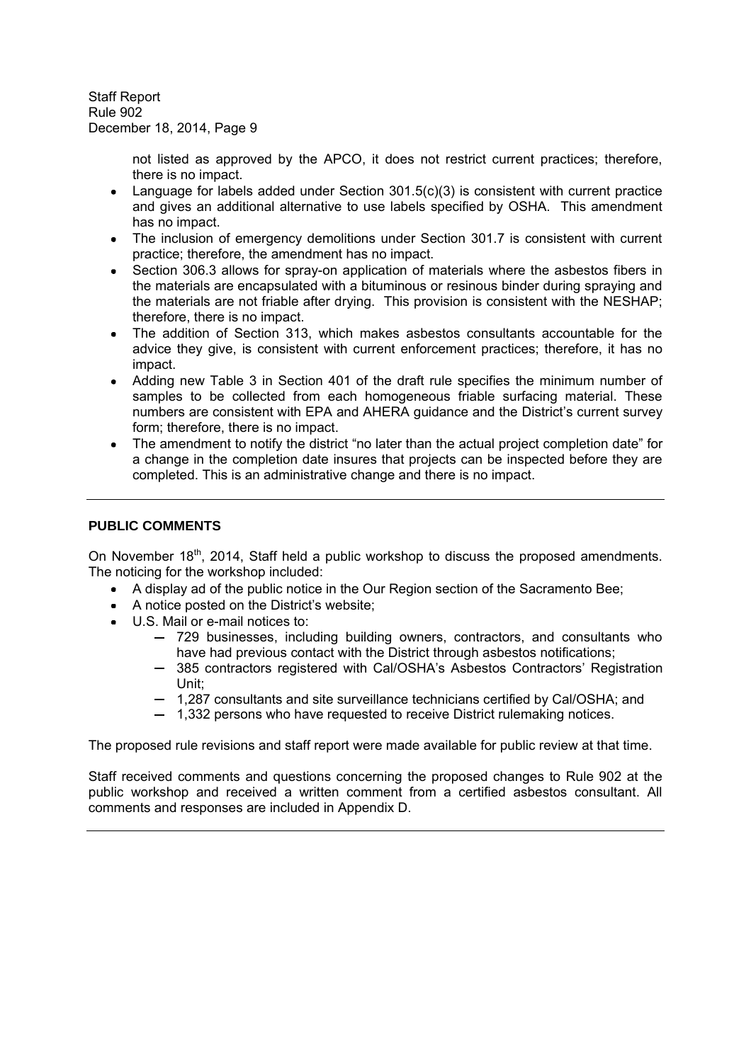not listed as approved by the APCO, it does not restrict current practices; therefore, there is no impact.

- Language for labels added under Section 301.5(c)(3) is consistent with current practice and gives an additional alternative to use labels specified by OSHA. This amendment has no impact.
- The inclusion of emergency demolitions under Section 301.7 is consistent with current practice; therefore, the amendment has no impact.
- Section 306.3 allows for spray-on application of materials where the asbestos fibers in the materials are encapsulated with a bituminous or resinous binder during spraying and the materials are not friable after drying. This provision is consistent with the NESHAP; therefore, there is no impact.
- The addition of Section 313, which makes asbestos consultants accountable for the advice they give, is consistent with current enforcement practices; therefore, it has no impact.
- Adding new Table 3 in Section 401 of the draft rule specifies the minimum number of samples to be collected from each homogeneous friable surfacing material. These numbers are consistent with EPA and AHERA guidance and the District's current survey form; therefore, there is no impact.
- The amendment to notify the district "no later than the actual project completion date" for a change in the completion date insures that projects can be inspected before they are completed. This is an administrative change and there is no impact.

---

**PUBLIC COMMENTS**

On November 18th, 2014, Staff held a public workshop to discuss the proposed amendments. The noticing for the workshop included:

- A display ad of the public notice in the Our Region section of the Sacramento Bee;
- A notice posted on the District's website;
- U.S. Mail or e-mail notices to:
  - 729 businesses, including building owners, contractors, and consultants who have had previous contact with the District through asbestos notifications;
  - 385 contractors registered with Cal/OSHA's Asbestos Contractors' Registration Unit;
  - 1,287 consultants and site surveillance technicians certified by Cal/OSHA; and
  - 1,332 persons who have requested to receive District rulemaking notices.

The proposed rule revisions and staff report were made available for public review at that time.

Staff received comments and questions concerning the proposed changes to Rule 902 at the public workshop and received a written comment from a certified asbestos consultant. All comments and responses are included in Appendix D.

---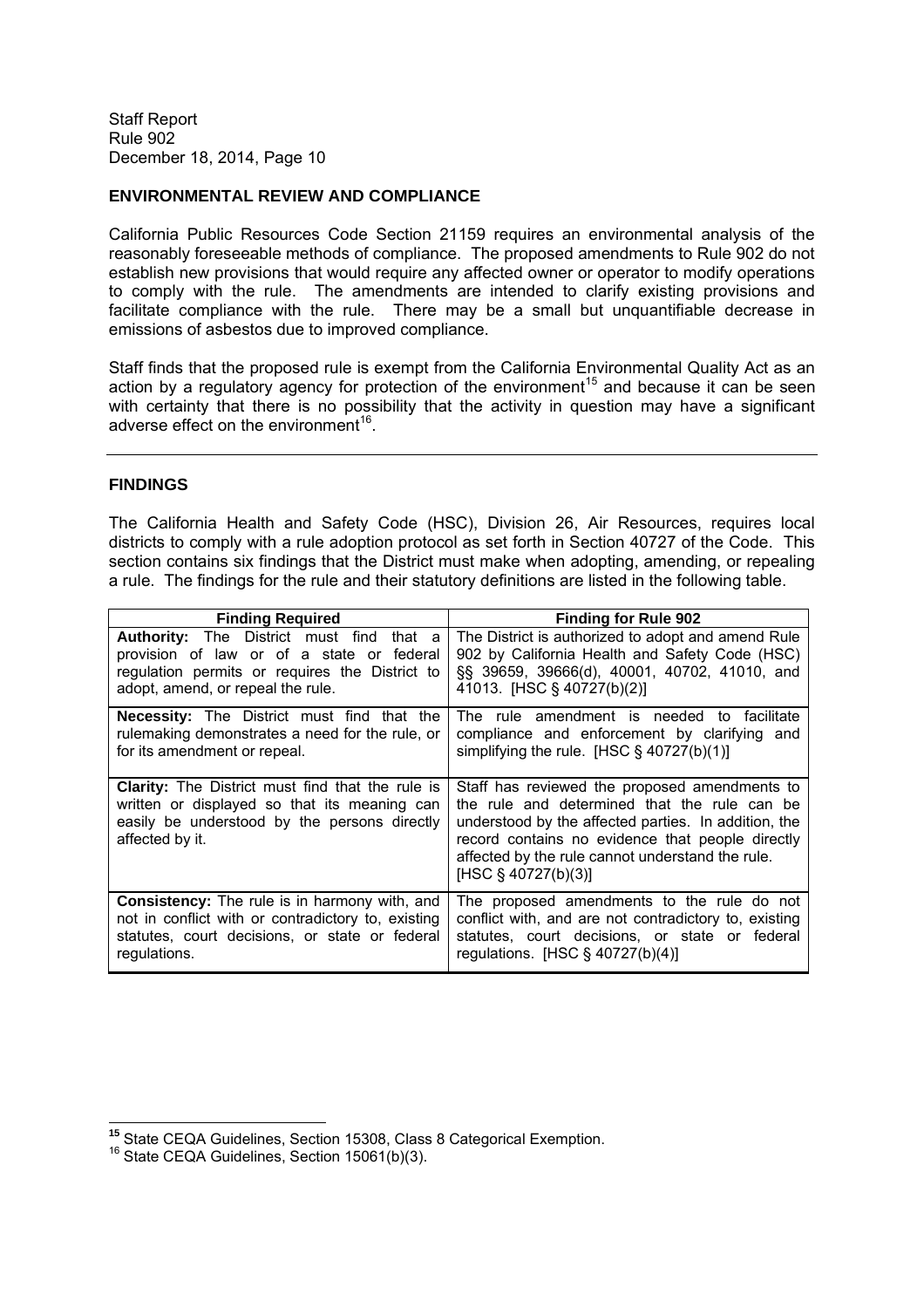## ENVIRONMENTAL REVIEW AND COMPLIANCE

California Public Resources Code Section 21159 requires an environmental analysis of the reasonably foreseeable methods of compliance. The proposed amendments to Rule 902 do not establish new provisions that would require any affected owner or operator to modify operations to comply with the rule. The amendments are intended to clarify existing provisions and facilitate compliance with the rule. There may be a small but unquantifiable decrease in emissions of asbestos due to improved compliance.

Staff finds that the proposed rule is exempt from the California Environmental Quality Act as an action by a regulatory agency for protection of the environment[15] and because it can be seen with certainty that there is no possibility that the activity in question may have a significant adverse effect on the environment[16].

---

## FINDINGS

The California Health and Safety Code (HSC), Division 26, Air Resources, requires local districts to comply with a rule adoption protocol as set forth in Section 40727 of the Code. This section contains six findings that the District must make when adopting, amending, or repealing a rule. The findings for the rule and their statutory definitions are listed in the following table.

| Finding Required | Finding for Rule 902 |
|---|---|
| **Authority:** The District must find that a provision of law or of a state or federal regulation permits or requires the District to adopt, amend, or repeal the rule. | The District is authorized to adopt and amend Rule 902 by California Health and Safety Code (HSC) §§ 39659, 39666(d), 40001, 40702, 41010, and 41013. [HSC § 40727(b)(2)] |
| **Necessity:** The District must find that the rulemaking demonstrates a need for the rule, or for its amendment or repeal. | The rule amendment is needed to facilitate compliance and enforcement by clarifying and simplifying the rule. [HSC § 40727(b)(1)] |
| **Clarity:** The District must find that the rule is written or displayed so that its meaning can easily be understood by the persons directly affected by it. | Staff has reviewed the proposed amendments to the rule and determined that the rule can be understood by the affected parties. In addition, the record contains no evidence that people directly affected by the rule cannot understand the rule. [HSC § 40727(b)(3)] |
| **Consistency:** The rule is in harmony with, and not in conflict with or contradictory to, existing statutes, court decisions, or state or federal regulations. | The proposed amendments to the rule do not conflict with, and are not contradictory to, existing statutes, court decisions, or state or federal regulations. [HSC § 40727(b)(4)] |

---

[15] State CEQA Guidelines, Section 15308, Class 8 Categorical Exemption.

[16] State CEQA Guidelines, Section 15061(b)(3).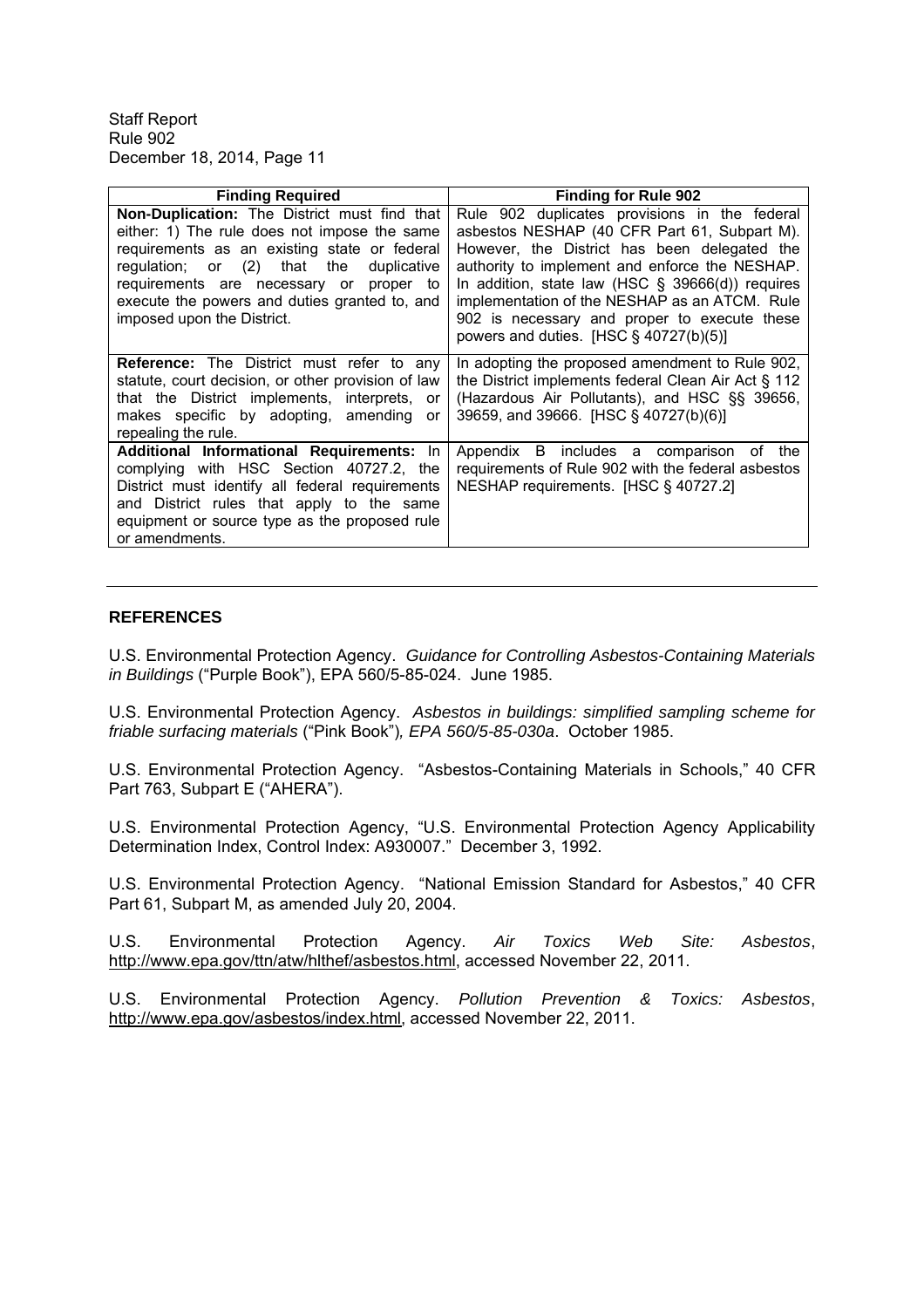| Finding Required | Finding for Rule 902 |
|---|---|
| **Non-Duplication:** The District must find that either: 1) The rule does not impose the same requirements as an existing state or federal regulation; or (2) that the duplicative requirements are necessary or proper to execute the powers and duties granted to, and imposed upon the District. | Rule 902 duplicates provisions in the federal asbestos NESHAP (40 CFR Part 61, Subpart M). However, the District has been delegated the authority to implement and enforce the NESHAP. In addition, state law (HSC § 39666(d)) requires implementation of the NESHAP as an ATCM. Rule 902 is necessary and proper to execute these powers and duties. [HSC § 40727(b)(5)] |
| **Reference:** The District must refer to any statute, court decision, or other provision of law that the District implements, interprets, or makes specific by adopting, amending or repealing the rule. | In adopting the proposed amendment to Rule 902, the District implements federal Clean Air Act § 112 (Hazardous Air Pollutants), and HSC §§ 39656, 39659, and 39666. [HSC § 40727(b)(6)] |
| **Additional Informational Requirements:** In complying with HSC Section 40727.2, the District must identify all federal requirements and District rules that apply to the same equipment or source type as the proposed rule or amendments. | Appendix B includes a comparison of the requirements of Rule 902 with the federal asbestos NESHAP requirements. [HSC § 40727.2] |

## REFERENCES

U.S. Environmental Protection Agency. *Guidance for Controlling Asbestos-Containing Materials in Buildings* ("Purple Book"), EPA 560/5-85-024. June 1985.

U.S. Environmental Protection Agency. *Asbestos in buildings: simplified sampling scheme for friable surfacing materials* ("Pink Book"), *EPA 560/5-85-030a*. October 1985.

U.S. Environmental Protection Agency. "Asbestos-Containing Materials in Schools," 40 CFR Part 763, Subpart E ("AHERA").

U.S. Environmental Protection Agency, "U.S. Environmental Protection Agency Applicability Determination Index, Control Index: A930007." December 3, 1992.

U.S. Environmental Protection Agency. "National Emission Standard for Asbestos," 40 CFR Part 61, Subpart M, as amended July 20, 2004.

U.S. Environmental Protection Agency. *Air Toxics Web Site: Asbestos*, http://www.epa.gov/ttn/atw/hlthef/asbestos.html, accessed November 22, 2011.

U.S. Environmental Protection Agency. *Pollution Prevention & Toxics: Asbestos*, http://www.epa.gov/asbestos/index.html, accessed November 22, 2011.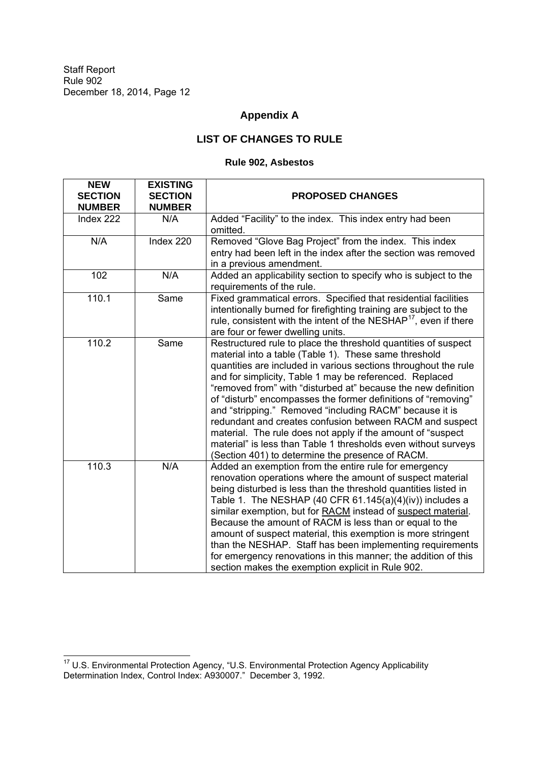## Appendix A

## LIST OF CHANGES TO RULE

### Rule 902, Asbestos

| NEW SECTION NUMBER | EXISTING SECTION NUMBER | PROPOSED CHANGES |
|---|---|---|
| Index 222 | N/A | Added "Facility" to the index. This index entry had been omitted. |
| N/A | Index 220 | Removed "Glove Bag Project" from the index. This index entry had been left in the index after the section was removed in a previous amendment. |
| 102 | N/A | Added an applicability section to specify who is subject to the requirements of the rule. |
| 110.1 | Same | Fixed grammatical errors. Specified that residential facilities intentionally burned for firefighting training are subject to the rule, consistent with the intent of the NESHAP[17], even if there are four or fewer dwelling units. |
| 110.2 | Same | Restructured rule to place the threshold quantities of suspect material into a table (Table 1). These same threshold quantities are included in various sections throughout the rule and for simplicity, Table 1 may be referenced. Replaced "removed from" with "disturbed at" because the new definition of "disturb" encompasses the former definitions of "removing" and "stripping." Removed "including RACM" because it is redundant and creates confusion between RACM and suspect material. The rule does not apply if the amount of "suspect material" is less than Table 1 thresholds even without surveys (Section 401) to determine the presence of RACM. |
| 110.3 | N/A | Added an exemption from the entire rule for emergency renovation operations where the amount of suspect material being disturbed is less than the threshold quantities listed in Table 1. The NESHAP (40 CFR 61.145(a)(4)(iv)) includes a similar exemption, but for RACM instead of suspect material. Because the amount of RACM is less than or equal to the amount of suspect material, this exemption is more stringent than the NESHAP. Staff has been implementing requirements for emergency renovations in this manner; the addition of this section makes the exemption explicit in Rule 902. |

[17] U.S. Environmental Protection Agency, "U.S. Environmental Protection Agency Applicability Determination Index, Control Index: A930007." December 3, 1992.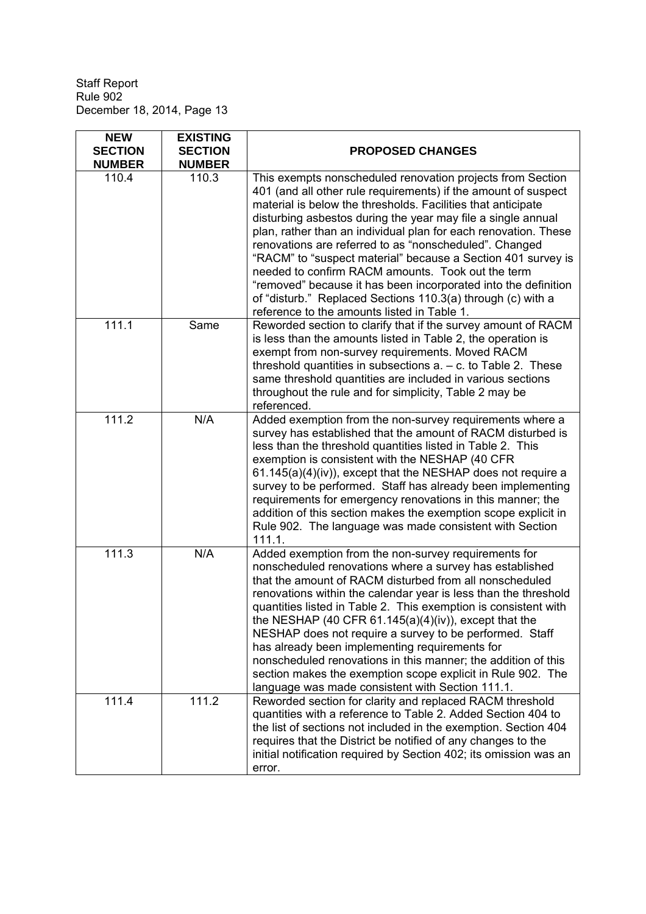| NEW SECTION NUMBER | EXISTING SECTION NUMBER | PROPOSED CHANGES |
|---|---|---|
| 110.4 | 110.3 | This exempts nonscheduled renovation projects from Section 401 (and all other rule requirements) if the amount of suspect material is below the thresholds. Facilities that anticipate disturbing asbestos during the year may file a single annual plan, rather than an individual plan for each renovation. These renovations are referred to as "nonscheduled". Changed "RACM" to "suspect material" because a Section 401 survey is needed to confirm RACM amounts. Took out the term "removed" because it has been incorporated into the definition of "disturb." Replaced Sections 110.3(a) through (c) with a reference to the amounts listed in Table 1. |
| 111.1 | Same | Reworded section to clarify that if the survey amount of RACM is less than the amounts listed in Table 2, the operation is exempt from non-survey requirements. Moved RACM threshold quantities in subsections a. – c. to Table 2. These same threshold quantities are included in various sections throughout the rule and for simplicity, Table 2 may be referenced. |
| 111.2 | N/A | Added exemption from the non-survey requirements where a survey has established that the amount of RACM disturbed is less than the threshold quantities listed in Table 2. This exemption is consistent with the NESHAP (40 CFR 61.145(a)(4)(iv)), except that the NESHAP does not require a survey to be performed. Staff has already been implementing requirements for emergency renovations in this manner; the addition of this section makes the exemption scope explicit in Rule 902. The language was made consistent with Section 111.1. |
| 111.3 | N/A | Added exemption from the non-survey requirements for nonscheduled renovations where a survey has established that the amount of RACM disturbed from all nonscheduled renovations within the calendar year is less than the threshold quantities listed in Table 2. This exemption is consistent with the NESHAP (40 CFR 61.145(a)(4)(iv)), except that the NESHAP does not require a survey to be performed. Staff has already been implementing requirements for nonscheduled renovations in this manner; the addition of this section makes the exemption scope explicit in Rule 902. The language was made consistent with Section 111.1. |
| 111.4 | 111.2 | Reworded section for clarity and replaced RACM threshold quantities with a reference to Table 2. Added Section 404 to the list of sections not included in the exemption. Section 404 requires that the District be notified of any changes to the initial notification required by Section 402; its omission was an error. |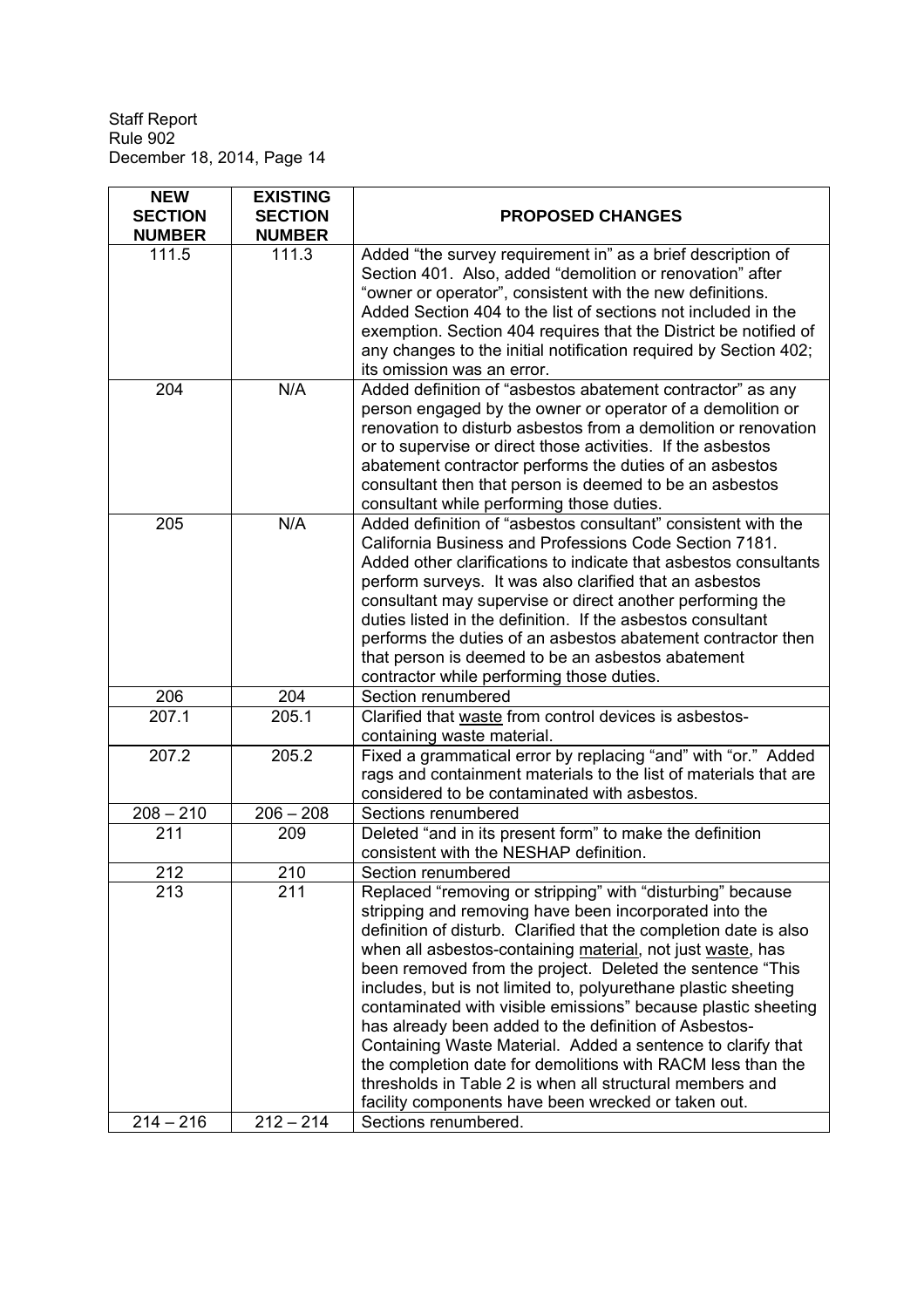| NEW SECTION NUMBER | EXISTING SECTION NUMBER | PROPOSED CHANGES |
|---|---|---|
| 111.5 | 111.3 | Added "the survey requirement in" as a brief description of Section 401. Also, added "demolition or renovation" after "owner or operator", consistent with the new definitions. Added Section 404 to the list of sections not included in the exemption. Section 404 requires that the District be notified of any changes to the initial notification required by Section 402; its omission was an error. |
| 204 | N/A | Added definition of "asbestos abatement contractor" as any person engaged by the owner or operator of a demolition or renovation to disturb asbestos from a demolition or renovation or to supervise or direct those activities. If the asbestos abatement contractor performs the duties of an asbestos consultant then that person is deemed to be an asbestos consultant while performing those duties. |
| 205 | N/A | Added definition of "asbestos consultant" consistent with the California Business and Professions Code Section 7181. Added other clarifications to indicate that asbestos consultants perform surveys. It was also clarified that an asbestos consultant may supervise or direct another performing the duties listed in the definition. If the asbestos consultant performs the duties of an asbestos abatement contractor then that person is deemed to be an asbestos abatement contractor while performing those duties. |
| 206 | 204 | Section renumbered |
| 207.1 | 205.1 | Clarified that waste from control devices is asbestos-containing waste material. |
| 207.2 | 205.2 | Fixed a grammatical error by replacing "and" with "or." Added rags and containment materials to the list of materials that are considered to be contaminated with asbestos. |
| 208 – 210 | 206 – 208 | Sections renumbered |
| 211 | 209 | Deleted "and in its present form" to make the definition consistent with the NESHAP definition. |
| 212 | 210 | Section renumbered |
| 213 | 211 | Replaced "removing or stripping" with "disturbing" because stripping and removing have been incorporated into the definition of disturb. Clarified that the completion date is also when all asbestos-containing material, not just waste, has been removed from the project. Deleted the sentence "This includes, but is not limited to, polyurethane plastic sheeting contaminated with visible emissions" because plastic sheeting has already been added to the definition of Asbestos-Containing Waste Material. Added a sentence to clarify that the completion date for demolitions with RACM less than the thresholds in Table 2 is when all structural members and facility components have been wrecked or taken out. |
| 214 – 216 | 212 – 214 | Sections renumbered. |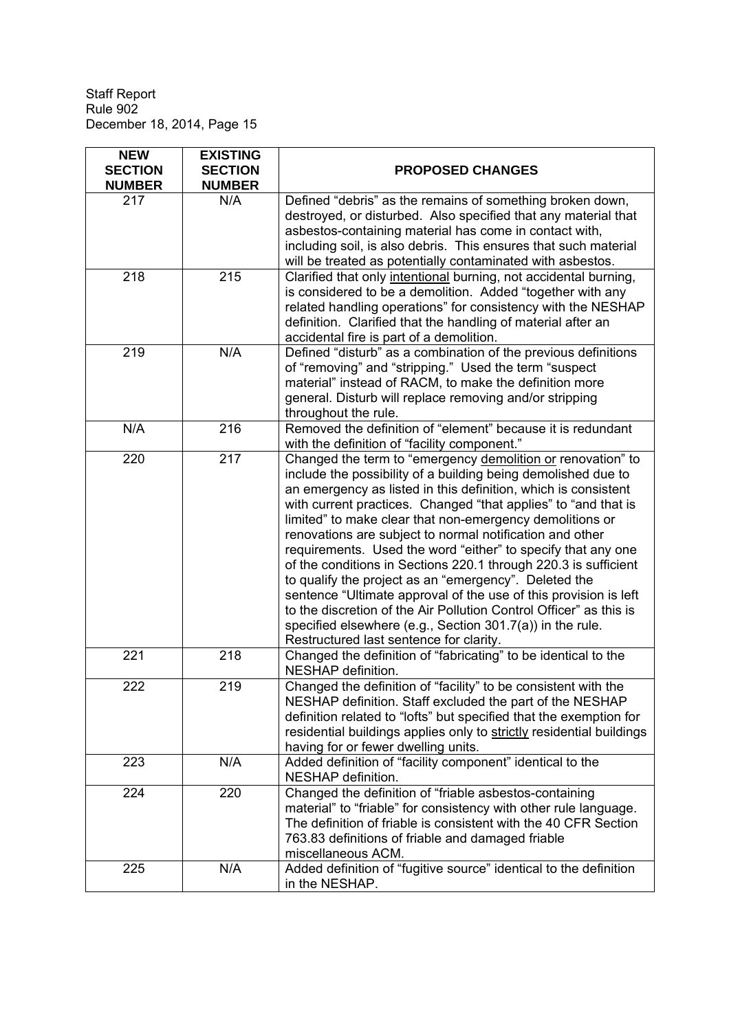| NEW SECTION NUMBER | EXISTING SECTION NUMBER | PROPOSED CHANGES |
|---|---|---|
| 217 | N/A | Defined "debris" as the remains of something broken down, destroyed, or disturbed. Also specified that any material that asbestos-containing material has come in contact with, including soil, is also debris. This ensures that such material will be treated as potentially contaminated with asbestos. |
| 218 | 215 | Clarified that only intentional burning, not accidental burning, is considered to be a demolition. Added "together with any related handling operations" for consistency with the NESHAP definition. Clarified that the handling of material after an accidental fire is part of a demolition. |
| 219 | N/A | Defined "disturb" as a combination of the previous definitions of "removing" and "stripping." Used the term "suspect material" instead of RACM, to make the definition more general. Disturb will replace removing and/or stripping throughout the rule. |
| N/A | 216 | Removed the definition of "element" because it is redundant with the definition of "facility component." |
| 220 | 217 | Changed the term to "emergency demolition or renovation" to include the possibility of a building being demolished due to an emergency as listed in this definition, which is consistent with current practices. Changed "that applies" to "and that is limited" to make clear that non-emergency demolitions or renovations are subject to normal notification and other requirements. Used the word "either" to specify that any one of the conditions in Sections 220.1 through 220.3 is sufficient to qualify the project as an "emergency". Deleted the sentence "Ultimate approval of the use of this provision is left to the discretion of the Air Pollution Control Officer" as this is specified elsewhere (e.g., Section 301.7(a)) in the rule. Restructured last sentence for clarity. |
| 221 | 218 | Changed the definition of "fabricating" to be identical to the NESHAP definition. |
| 222 | 219 | Changed the definition of "facility" to be consistent with the NESHAP definition. Staff excluded the part of the NESHAP definition related to "lofts" but specified that the exemption for residential buildings applies only to strictly residential buildings having for or fewer dwelling units. |
| 223 | N/A | Added definition of "facility component" identical to the NESHAP definition. |
| 224 | 220 | Changed the definition of "friable asbestos-containing material" to "friable" for consistency with other rule language. The definition of friable is consistent with the 40 CFR Section 763.83 definitions of friable and damaged friable miscellaneous ACM. |
| 225 | N/A | Added definition of "fugitive source" identical to the definition in the NESHAP. |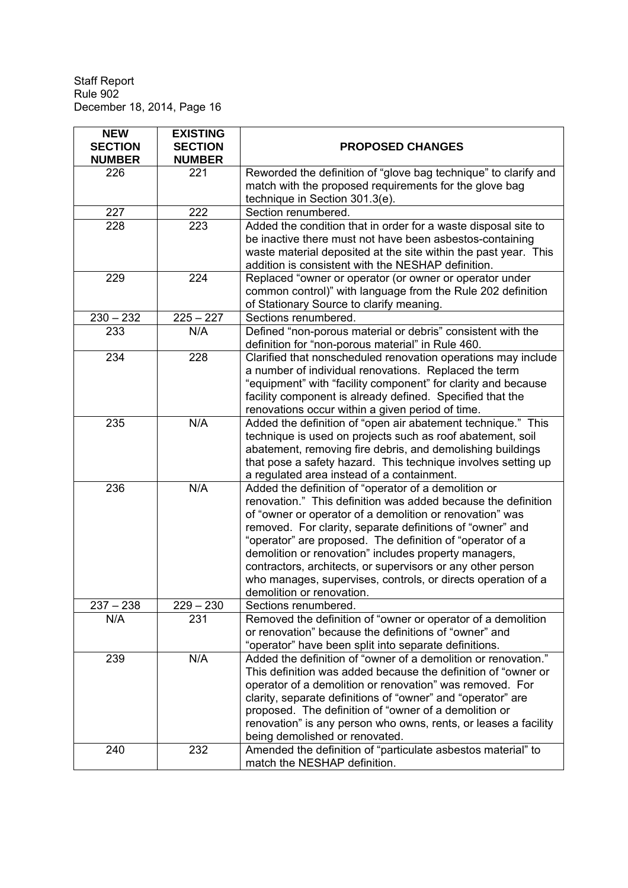| NEW SECTION NUMBER | EXISTING SECTION NUMBER | PROPOSED CHANGES |
|---|---|---|
| 226 | 221 | Reworded the definition of "glove bag technique" to clarify and match with the proposed requirements for the glove bag technique in Section 301.3(e). |
| 227 | 222 | Section renumbered. |
| 228 | 223 | Added the condition that in order for a waste disposal site to be inactive there must not have been asbestos-containing waste material deposited at the site within the past year. This addition is consistent with the NESHAP definition. |
| 229 | 224 | Replaced "owner or operator (or owner or operator under common control)" with language from the Rule 202 definition of Stationary Source to clarify meaning. |
| 230 – 232 | 225 – 227 | Sections renumbered. |
| 233 | N/A | Defined "non-porous material or debris" consistent with the definition for "non-porous material" in Rule 460. |
| 234 | 228 | Clarified that nonscheduled renovation operations may include a number of individual renovations. Replaced the term "equipment" with "facility component" for clarity and because facility component is already defined. Specified that the renovations occur within a given period of time. |
| 235 | N/A | Added the definition of "open air abatement technique." This technique is used on projects such as roof abatement, soil abatement, removing fire debris, and demolishing buildings that pose a safety hazard. This technique involves setting up a regulated area instead of a containment. |
| 236 | N/A | Added the definition of "operator of a demolition or renovation." This definition was added because the definition of "owner or operator of a demolition or renovation" was removed. For clarity, separate definitions of "owner" and "operator" are proposed. The definition of "operator of a demolition or renovation" includes property managers, contractors, architects, or supervisors or any other person who manages, supervises, controls, or directs operation of a demolition or renovation. |
| 237 – 238 | 229 – 230 | Sections renumbered. |
| N/A | 231 | Removed the definition of "owner or operator of a demolition or renovation" because the definitions of "owner" and "operator" have been split into separate definitions. |
| 239 | N/A | Added the definition of "owner of a demolition or renovation." This definition was added because the definition of "owner or operator of a demolition or renovation" was removed. For clarity, separate definitions of "owner" and "operator" are proposed. The definition of "owner of a demolition or renovation" is any person who owns, rents, or leases a facility being demolished or renovated. |
| 240 | 232 | Amended the definition of "particulate asbestos material" to match the NESHAP definition. |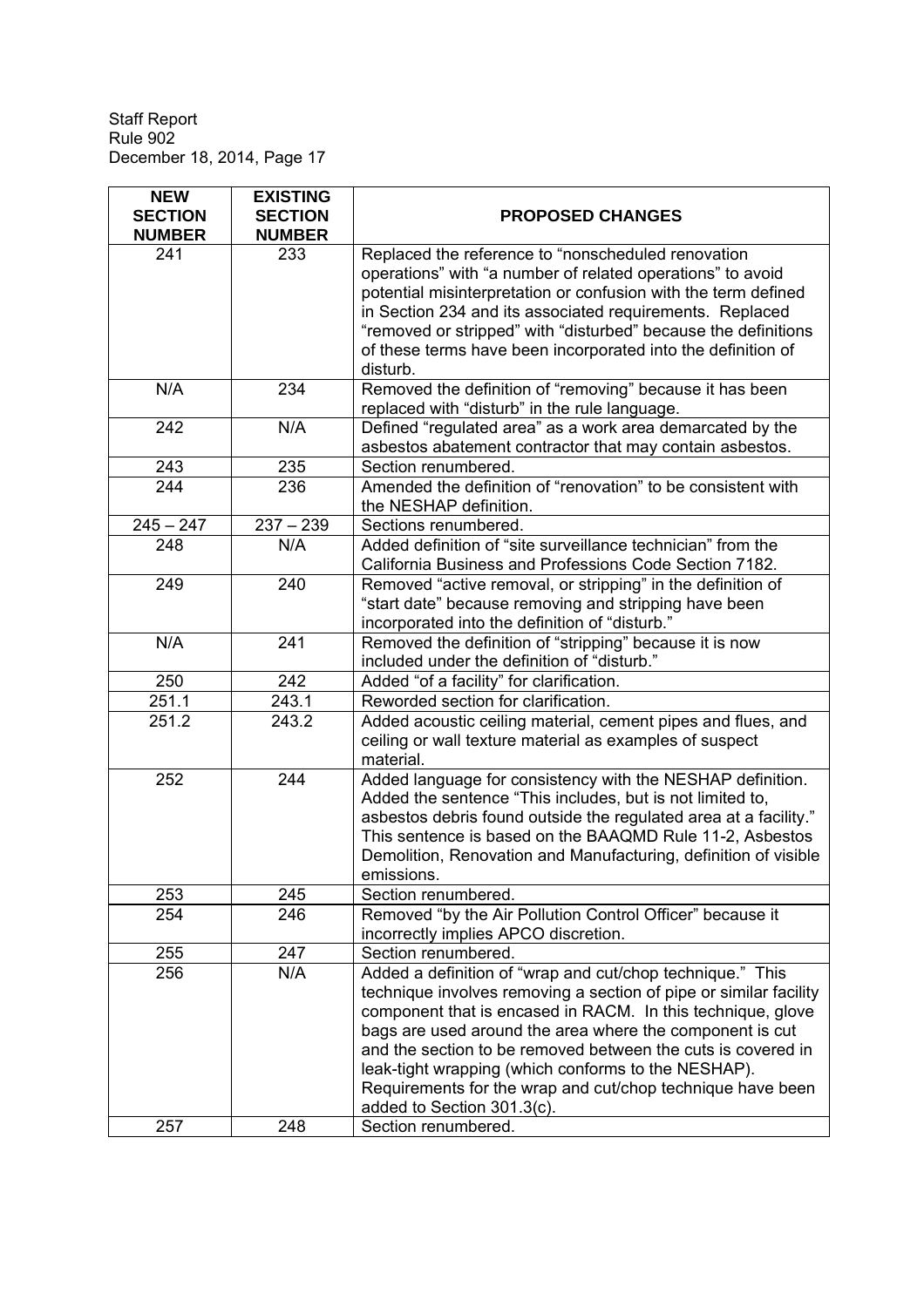| NEW SECTION NUMBER | EXISTING SECTION NUMBER | PROPOSED CHANGES |
|---|---|---|
| 241 | 233 | Replaced the reference to "nonscheduled renovation operations" with "a number of related operations" to avoid potential misinterpretation or confusion with the term defined in Section 234 and its associated requirements. Replaced "removed or stripped" with "disturbed" because the definitions of these terms have been incorporated into the definition of disturb. |
| N/A | 234 | Removed the definition of "removing" because it has been replaced with "disturb" in the rule language. |
| 242 | N/A | Defined "regulated area" as a work area demarcated by the asbestos abatement contractor that may contain asbestos. |
| 243 | 235 | Section renumbered. |
| 244 | 236 | Amended the definition of "renovation" to be consistent with the NESHAP definition. |
| 245 – 247 | 237 – 239 | Sections renumbered. |
| 248 | N/A | Added definition of "site surveillance technician" from the California Business and Professions Code Section 7182. |
| 249 | 240 | Removed "active removal, or stripping" in the definition of "start date" because removing and stripping have been incorporated into the definition of "disturb." |
| N/A | 241 | Removed the definition of "stripping" because it is now included under the definition of "disturb." |
| 250 | 242 | Added "of a facility" for clarification. |
| 251.1 | 243.1 | Reworded section for clarification. |
| 251.2 | 243.2 | Added acoustic ceiling material, cement pipes and flues, and ceiling or wall texture material as examples of suspect material. |
| 252 | 244 | Added language for consistency with the NESHAP definition. Added the sentence "This includes, but is not limited to, asbestos debris found outside the regulated area at a facility." This sentence is based on the BAAQMD Rule 11-2, Asbestos Demolition, Renovation and Manufacturing, definition of visible emissions. |
| 253 | 245 | Section renumbered. |
| 254 | 246 | Removed "by the Air Pollution Control Officer" because it incorrectly implies APCO discretion. |
| 255 | 247 | Section renumbered. |
| 256 | N/A | Added a definition of "wrap and cut/chop technique." This technique involves removing a section of pipe or similar facility component that is encased in RACM. In this technique, glove bags are used around the area where the component is cut and the section to be removed between the cuts is covered in leak-tight wrapping (which conforms to the NESHAP). Requirements for the wrap and cut/chop technique have been added to Section 301.3(c). |
| 257 | 248 | Section renumbered. |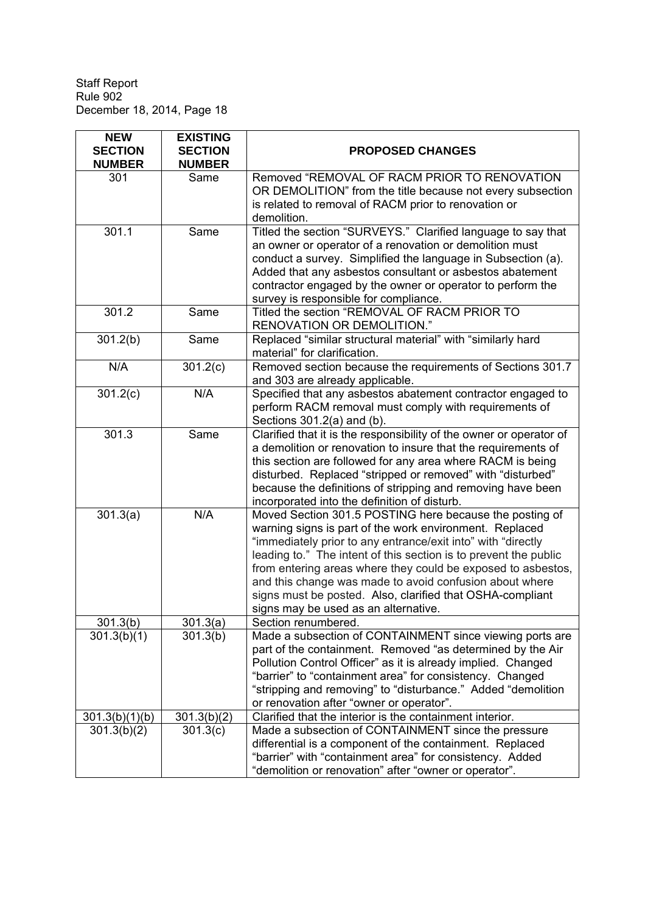| NEW SECTION NUMBER | EXISTING SECTION NUMBER | PROPOSED CHANGES |
|---|---|---|
| 301 | Same | Removed "REMOVAL OF RACM PRIOR TO RENOVATION OR DEMOLITION" from the title because not every subsection is related to removal of RACM prior to renovation or demolition. |
| 301.1 | Same | Titled the section "SURVEYS." Clarified language to say that an owner or operator of a renovation or demolition must conduct a survey. Simplified the language in Subsection (a). Added that any asbestos consultant or asbestos abatement contractor engaged by the owner or operator to perform the survey is responsible for compliance. |
| 301.2 | Same | Titled the section "REMOVAL OF RACM PRIOR TO RENOVATION OR DEMOLITION." |
| 301.2(b) | Same | Replaced "similar structural material" with "similarly hard material" for clarification. |
| N/A | 301.2(c) | Removed section because the requirements of Sections 301.7 and 303 are already applicable. |
| 301.2(c) | N/A | Specified that any asbestos abatement contractor engaged to perform RACM removal must comply with requirements of Sections 301.2(a) and (b). |
| 301.3 | Same | Clarified that it is the responsibility of the owner or operator of a demolition or renovation to insure that the requirements of this section are followed for any area where RACM is being disturbed. Replaced "stripped or removed" with "disturbed" because the definitions of stripping and removing have been incorporated into the definition of disturb. |
| 301.3(a) | N/A | Moved Section 301.5 POSTING here because the posting of warning signs is part of the work environment. Replaced "immediately prior to any entrance/exit into" with "directly leading to." The intent of this section is to prevent the public from entering areas where they could be exposed to asbestos, and this change was made to avoid confusion about where signs must be posted. Also, clarified that OSHA-compliant signs may be used as an alternative. |
| 301.3(b) | 301.3(a) | Section renumbered. |
| 301.3(b)(1) | 301.3(b) | Made a subsection of CONTAINMENT since viewing ports are part of the containment. Removed "as determined by the Air Pollution Control Officer" as it is already implied. Changed "barrier" to "containment area" for consistency. Changed "stripping and removing" to "disturbance." Added "demolition or renovation after "owner or operator". |
| 301.3(b)(1)(b) | 301.3(b)(2) | Clarified that the interior is the containment interior. |
| 301.3(b)(2) | 301.3(c) | Made a subsection of CONTAINMENT since the pressure differential is a component of the containment. Replaced "barrier" with "containment area" for consistency. Added "demolition or renovation" after "owner or operator". |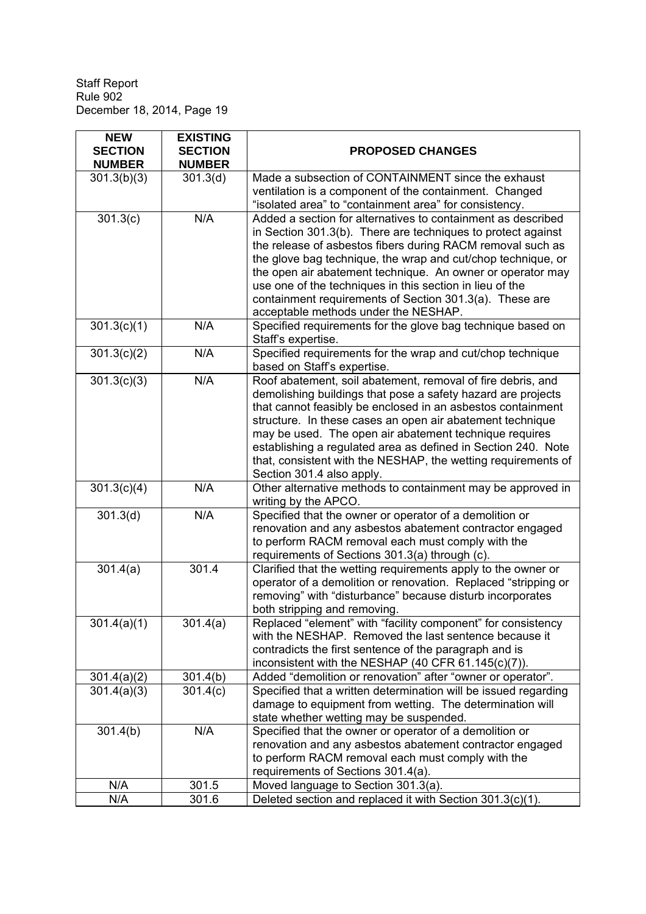| NEW SECTION NUMBER | EXISTING SECTION NUMBER | PROPOSED CHANGES |
|---|---|---|
| 301.3(b)(3) | 301.3(d) | Made a subsection of CONTAINMENT since the exhaust ventilation is a component of the containment. Changed "isolated area" to "containment area" for consistency. |
| 301.3(c) | N/A | Added a section for alternatives to containment as described in Section 301.3(b). There are techniques to protect against the release of asbestos fibers during RACM removal such as the glove bag technique, the wrap and cut/chop technique, or the open air abatement technique. An owner or operator may use one of the techniques in this section in lieu of the containment requirements of Section 301.3(a). These are acceptable methods under the NESHAP. |
| 301.3(c)(1) | N/A | Specified requirements for the glove bag technique based on Staff's expertise. |
| 301.3(c)(2) | N/A | Specified requirements for the wrap and cut/chop technique based on Staff's expertise. |
| 301.3(c)(3) | N/A | Roof abatement, soil abatement, removal of fire debris, and demolishing buildings that pose a safety hazard are projects that cannot feasibly be enclosed in an asbestos containment structure. In these cases an open air abatement technique may be used. The open air abatement technique requires establishing a regulated area as defined in Section 240. Note that, consistent with the NESHAP, the wetting requirements of Section 301.4 also apply. |
| 301.3(c)(4) | N/A | Other alternative methods to containment may be approved in writing by the APCO. |
| 301.3(d) | N/A | Specified that the owner or operator of a demolition or renovation and any asbestos abatement contractor engaged to perform RACM removal each must comply with the requirements of Sections 301.3(a) through (c). |
| 301.4(a) | 301.4 | Clarified that the wetting requirements apply to the owner or operator of a demolition or renovation. Replaced "stripping or removing" with "disturbance" because disturb incorporates both stripping and removing. |
| 301.4(a)(1) | 301.4(a) | Replaced "element" with "facility component" for consistency with the NESHAP. Removed the last sentence because it contradicts the first sentence of the paragraph and is inconsistent with the NESHAP (40 CFR 61.145(c)(7)). |
| 301.4(a)(2) | 301.4(b) | Added "demolition or renovation" after "owner or operator". |
| 301.4(a)(3) | 301.4(c) | Specified that a written determination will be issued regarding damage to equipment from wetting. The determination will state whether wetting may be suspended. |
| 301.4(b) | N/A | Specified that the owner or operator of a demolition or renovation and any asbestos abatement contractor engaged to perform RACM removal each must comply with the requirements of Sections 301.4(a). |
| N/A | 301.5 | Moved language to Section 301.3(a). |
| N/A | 301.6 | Deleted section and replaced it with Section 301.3(c)(1). |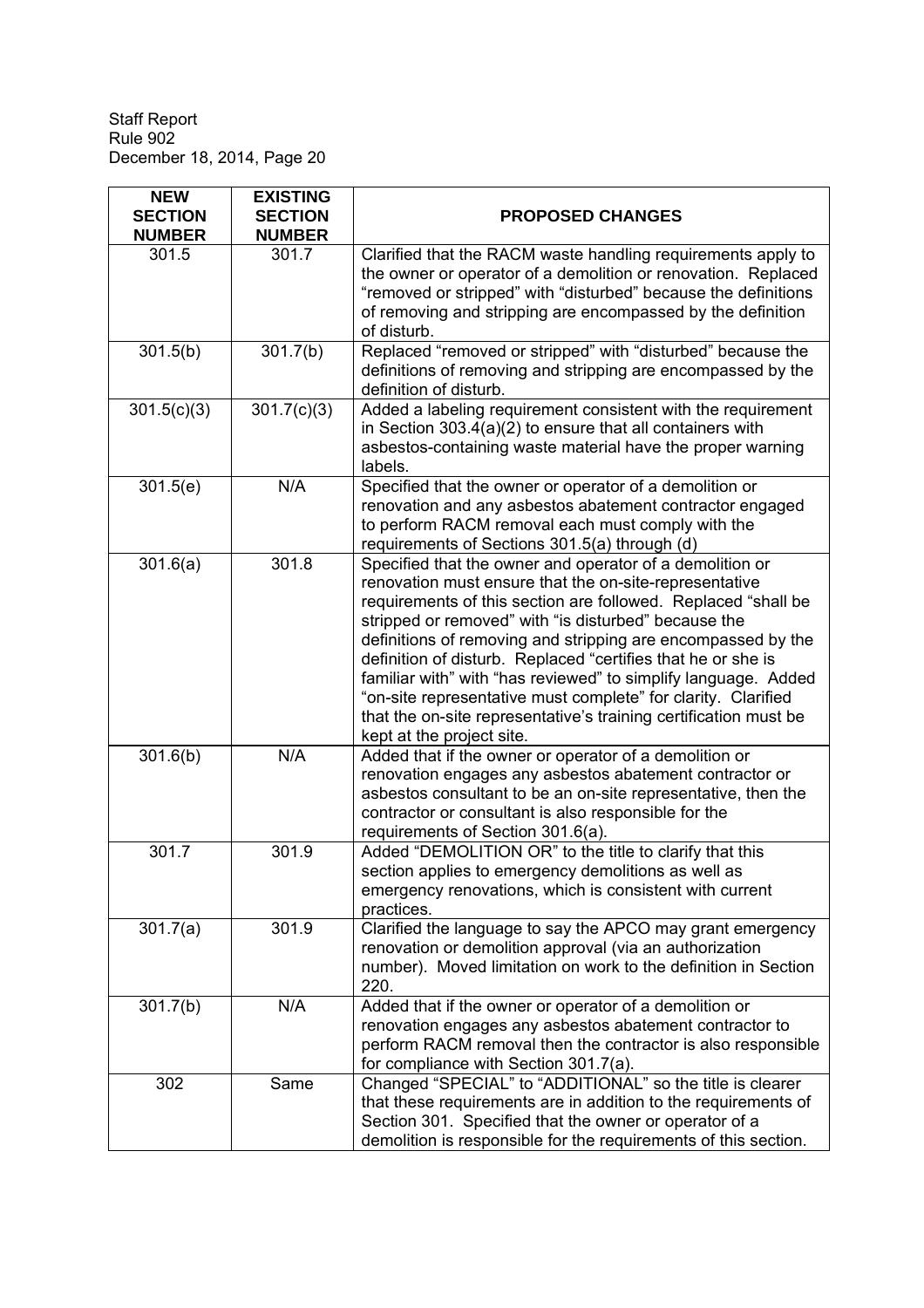| NEW SECTION NUMBER | EXISTING SECTION NUMBER | PROPOSED CHANGES |
|---|---|---|
| 301.5 | 301.7 | Clarified that the RACM waste handling requirements apply to the owner or operator of a demolition or renovation. Replaced "removed or stripped" with "disturbed" because the definitions of removing and stripping are encompassed by the definition of disturb. |
| 301.5(b) | 301.7(b) | Replaced "removed or stripped" with "disturbed" because the definitions of removing and stripping are encompassed by the definition of disturb. |
| 301.5(c)(3) | 301.7(c)(3) | Added a labeling requirement consistent with the requirement in Section 303.4(a)(2) to ensure that all containers with asbestos-containing waste material have the proper warning labels. |
| 301.5(e) | N/A | Specified that the owner or operator of a demolition or renovation and any asbestos abatement contractor engaged to perform RACM removal each must comply with the requirements of Sections 301.5(a) through (d) |
| 301.6(a) | 301.8 | Specified that the owner and operator of a demolition or renovation must ensure that the on-site-representative requirements of this section are followed. Replaced "shall be stripped or removed" with "is disturbed" because the definitions of removing and stripping are encompassed by the definition of disturb. Replaced "certifies that he or she is familiar with" with "has reviewed" to simplify language. Added "on-site representative must complete" for clarity. Clarified that the on-site representative's training certification must be kept at the project site. |
| 301.6(b) | N/A | Added that if the owner or operator of a demolition or renovation engages any asbestos abatement contractor or asbestos consultant to be an on-site representative, then the contractor or consultant is also responsible for the requirements of Section 301.6(a). |
| 301.7 | 301.9 | Added "DEMOLITION OR" to the title to clarify that this section applies to emergency demolitions as well as emergency renovations, which is consistent with current practices. |
| 301.7(a) | 301.9 | Clarified the language to say the APCO may grant emergency renovation or demolition approval (via an authorization number). Moved limitation on work to the definition in Section 220. |
| 301.7(b) | N/A | Added that if the owner or operator of a demolition or renovation engages any asbestos abatement contractor to perform RACM removal then the contractor is also responsible for compliance with Section 301.7(a). |
| 302 | Same | Changed "SPECIAL" to "ADDITIONAL" so the title is clearer that these requirements are in addition to the requirements of Section 301. Specified that the owner or operator of a demolition is responsible for the requirements of this section. |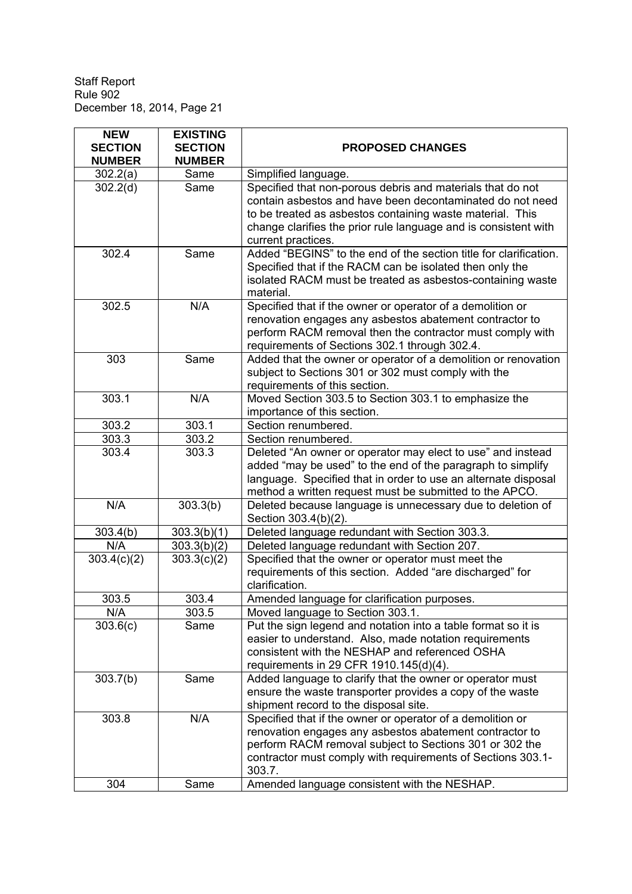| NEW SECTION NUMBER | EXISTING SECTION NUMBER | PROPOSED CHANGES |
|---|---|---|
| 302.2(a) | Same | Simplified language. |
| 302.2(d) | Same | Specified that non-porous debris and materials that do not contain asbestos and have been decontaminated do not need to be treated as asbestos containing waste material. This change clarifies the prior rule language and is consistent with current practices. |
| 302.4 | Same | Added "BEGINS" to the end of the section title for clarification. Specified that if the RACM can be isolated then only the isolated RACM must be treated as asbestos-containing waste material. |
| 302.5 | N/A | Specified that if the owner or operator of a demolition or renovation engages any asbestos abatement contractor to perform RACM removal then the contractor must comply with requirements of Sections 302.1 through 302.4. |
| 303 | Same | Added that the owner or operator of a demolition or renovation subject to Sections 301 or 302 must comply with the requirements of this section. |
| 303.1 | N/A | Moved Section 303.5 to Section 303.1 to emphasize the importance of this section. |
| 303.2 | 303.1 | Section renumbered. |
| 303.3 | 303.2 | Section renumbered. |
| 303.4 | 303.3 | Deleted "An owner or operator may elect to use" and instead added "may be used" to the end of the paragraph to simplify language. Specified that in order to use an alternate disposal method a written request must be submitted to the APCO. |
| N/A | 303.3(b) | Deleted because language is unnecessary due to deletion of Section 303.4(b)(2). |
| 303.4(b) | 303.3(b)(1) | Deleted language redundant with Section 303.3. |
| N/A | 303.3(b)(2) | Deleted language redundant with Section 207. |
| 303.4(c)(2) | 303.3(c)(2) | Specified that the owner or operator must meet the requirements of this section. Added "are discharged" for clarification. |
| 303.5 | 303.4 | Amended language for clarification purposes. |
| N/A | 303.5 | Moved language to Section 303.1. |
| 303.6(c) | Same | Put the sign legend and notation into a table format so it is easier to understand. Also, made notation requirements consistent with the NESHAP and referenced OSHA requirements in 29 CFR 1910.145(d)(4). |
| 303.7(b) | Same | Added language to clarify that the owner or operator must ensure the waste transporter provides a copy of the waste shipment record to the disposal site. |
| 303.8 | N/A | Specified that if the owner or operator of a demolition or renovation engages any asbestos abatement contractor to perform RACM removal subject to Sections 301 or 302 the contractor must comply with requirements of Sections 303.1-303.7. |
| 304 | Same | Amended language consistent with the NESHAP. |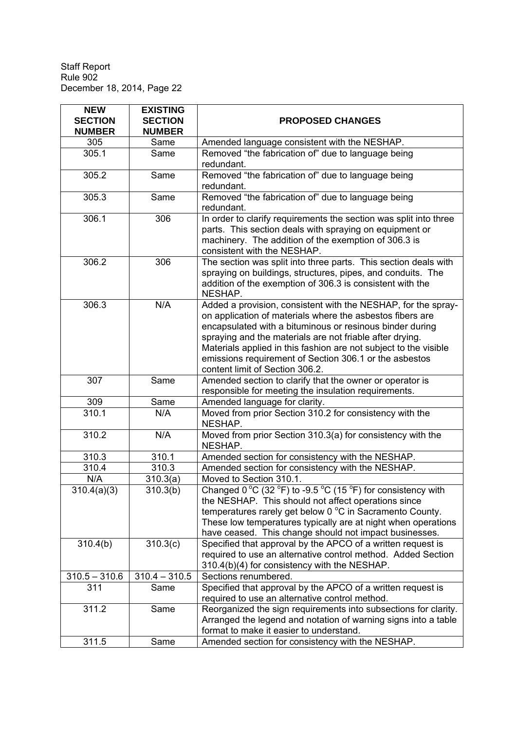| NEW SECTION NUMBER | EXISTING SECTION NUMBER | PROPOSED CHANGES |
|---|---|---|
| 305 | Same | Amended language consistent with the NESHAP. |
| 305.1 | Same | Removed "the fabrication of" due to language being redundant. |
| 305.2 | Same | Removed "the fabrication of" due to language being redundant. |
| 305.3 | Same | Removed "the fabrication of" due to language being redundant. |
| 306.1 | 306 | In order to clarify requirements the section was split into three parts. This section deals with spraying on equipment or machinery. The addition of the exemption of 306.3 is consistent with the NESHAP. |
| 306.2 | 306 | The section was split into three parts. This section deals with spraying on buildings, structures, pipes, and conduits. The addition of the exemption of 306.3 is consistent with the NESHAP. |
| 306.3 | N/A | Added a provision, consistent with the NESHAP, for the spray-on application of materials where the asbestos fibers are encapsulated with a bituminous or resinous binder during spraying and the materials are not friable after drying. Materials applied in this fashion are not subject to the visible emissions requirement of Section 306.1 or the asbestos content limit of Section 306.2. |
| 307 | Same | Amended section to clarify that the owner or operator is responsible for meeting the insulation requirements. |
| 309 | Same | Amended language for clarity. |
| 310.1 | N/A | Moved from prior Section 310.2 for consistency with the NESHAP. |
| 310.2 | N/A | Moved from prior Section 310.3(a) for consistency with the NESHAP. |
| 310.3 | 310.1 | Amended section for consistency with the NESHAP. |
| 310.4 | 310.3 | Amended section for consistency with the NESHAP. |
| N/A | 310.3(a) | Moved to Section 310.1. |
| 310.4(a)(3) | 310.3(b) | Changed 0 °C (32 °F) to -9.5 °C (15 °F) for consistency with the NESHAP. This should not affect operations since temperatures rarely get below 0 °C in Sacramento County. These low temperatures typically are at night when operations have ceased. This change should not impact businesses. |
| 310.4(b) | 310.3(c) | Specified that approval by the APCO of a written request is required to use an alternative control method. Added Section 310.4(b)(4) for consistency with the NESHAP. |
| 310.5 – 310.6 | 310.4 – 310.5 | Sections renumbered. |
| 311 | Same | Specified that approval by the APCO of a written request is required to use an alternative control method. |
| 311.2 | Same | Reorganized the sign requirements into subsections for clarity. Arranged the legend and notation of warning signs into a table format to make it easier to understand. |
| 311.5 | Same | Amended section for consistency with the NESHAP. |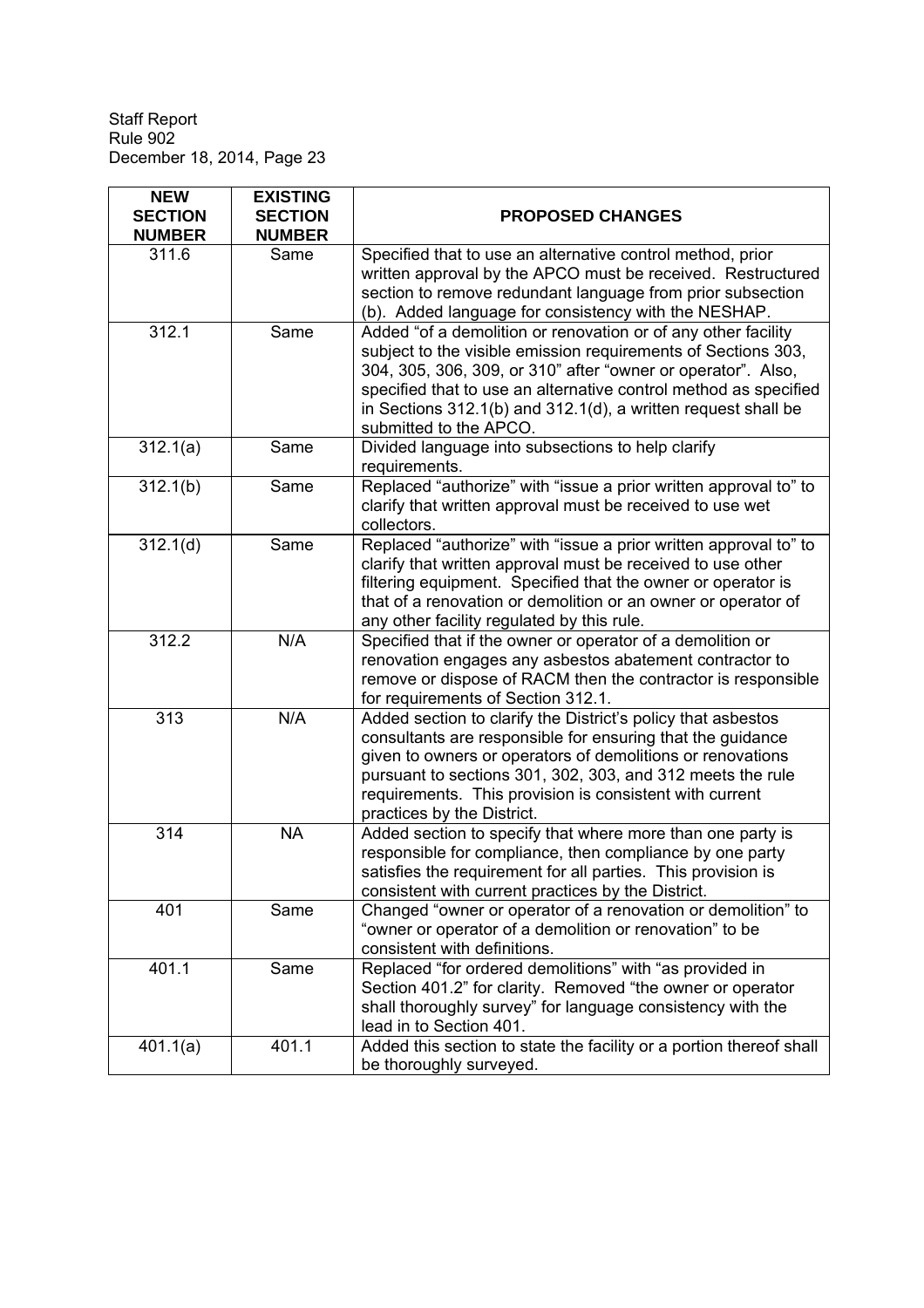| NEW SECTION NUMBER | EXISTING SECTION NUMBER | PROPOSED CHANGES |
|---|---|---|
| 311.6 | Same | Specified that to use an alternative control method, prior written approval by the APCO must be received. Restructured section to remove redundant language from prior subsection (b). Added language for consistency with the NESHAP. |
| 312.1 | Same | Added "of a demolition or renovation or of any other facility subject to the visible emission requirements of Sections 303, 304, 305, 306, 309, or 310" after "owner or operator". Also, specified that to use an alternative control method as specified in Sections 312.1(b) and 312.1(d), a written request shall be submitted to the APCO. |
| 312.1(a) | Same | Divided language into subsections to help clarify requirements. |
| 312.1(b) | Same | Replaced "authorize" with "issue a prior written approval to" to clarify that written approval must be received to use wet collectors. |
| 312.1(d) | Same | Replaced "authorize" with "issue a prior written approval to" to clarify that written approval must be received to use other filtering equipment. Specified that the owner or operator is that of a renovation or demolition or an owner or operator of any other facility regulated by this rule. |
| 312.2 | N/A | Specified that if the owner or operator of a demolition or renovation engages any asbestos abatement contractor to remove or dispose of RACM then the contractor is responsible for requirements of Section 312.1. |
| 313 | N/A | Added section to clarify the District's policy that asbestos consultants are responsible for ensuring that the guidance given to owners or operators of demolitions or renovations pursuant to sections 301, 302, 303, and 312 meets the rule requirements. This provision is consistent with current practices by the District. |
| 314 | NA | Added section to specify that where more than one party is responsible for compliance, then compliance by one party satisfies the requirement for all parties. This provision is consistent with current practices by the District. |
| 401 | Same | Changed "owner or operator of a renovation or demolition" to "owner or operator of a demolition or renovation" to be consistent with definitions. |
| 401.1 | Same | Replaced "for ordered demolitions" with "as provided in Section 401.2" for clarity. Removed "the owner or operator shall thoroughly survey" for language consistency with the lead in to Section 401. |
| 401.1(a) | 401.1 | Added this section to state the facility or a portion thereof shall be thoroughly surveyed. |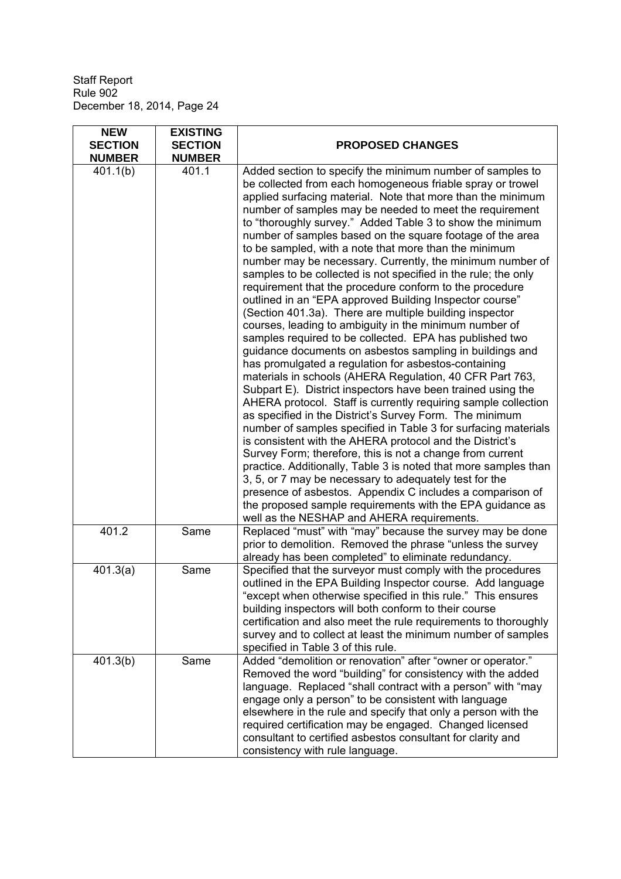| NEW SECTION NUMBER | EXISTING SECTION NUMBER | PROPOSED CHANGES |
|---|---|---|
| 401.1(b) | 401.1 | Added section to specify the minimum number of samples to be collected from each homogeneous friable spray or trowel applied surfacing material. Note that more than the minimum number of samples may be needed to meet the requirement to "thoroughly survey." Added Table 3 to show the minimum number of samples based on the square footage of the area to be sampled, with a note that more than the minimum number may be necessary. Currently, the minimum number of samples to be collected is not specified in the rule; the only requirement that the procedure conform to the procedure outlined in an "EPA approved Building Inspector course" (Section 401.3a). There are multiple building inspector courses, leading to ambiguity in the minimum number of samples required to be collected. EPA has published two guidance documents on asbestos sampling in buildings and has promulgated a regulation for asbestos-containing materials in schools (AHERA Regulation, 40 CFR Part 763, Subpart E). District inspectors have been trained using the AHERA protocol. Staff is currently requiring sample collection as specified in the District's Survey Form. The minimum number of samples specified in Table 3 for surfacing materials is consistent with the AHERA protocol and the District's Survey Form; therefore, this is not a change from current practice. Additionally, Table 3 is noted that more samples than 3, 5, or 7 may be necessary to adequately test for the presence of asbestos. Appendix C includes a comparison of the proposed sample requirements with the EPA guidance as well as the NESHAP and AHERA requirements. |
| 401.2 | Same | Replaced "must" with "may" because the survey may be done prior to demolition. Removed the phrase "unless the survey already has been completed" to eliminate redundancy. |
| 401.3(a) | Same | Specified that the surveyor must comply with the procedures outlined in the EPA Building Inspector course. Add language "except when otherwise specified in this rule." This ensures building inspectors will both conform to their course certification and also meet the rule requirements to thoroughly survey and to collect at least the minimum number of samples specified in Table 3 of this rule. |
| 401.3(b) | Same | Added "demolition or renovation" after "owner or operator." Removed the word "building" for consistency with the added language. Replaced "shall contract with a person" with "may engage only a person" to be consistent with language elsewhere in the rule and specify that only a person with the required certification may be engaged. Changed licensed consultant to certified asbestos consultant for clarity and consistency with rule language. |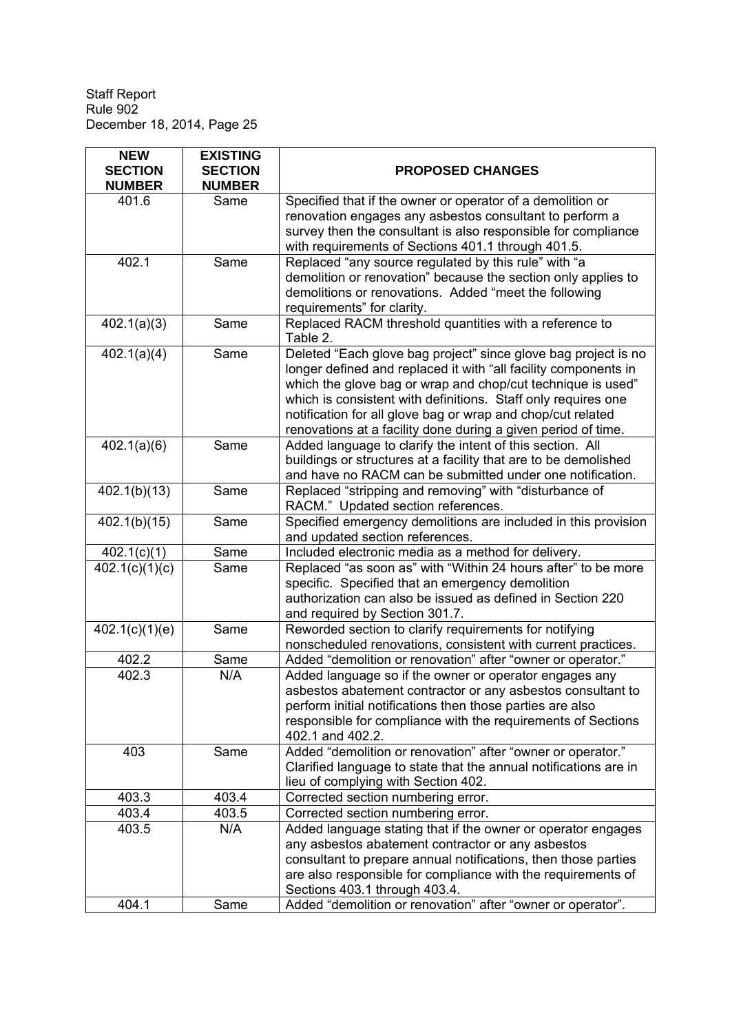| NEW SECTION NUMBER | EXISTING SECTION NUMBER | PROPOSED CHANGES |
|---|---|---|
| 401.6 | Same | Specified that if the owner or operator of a demolition or renovation engages any asbestos consultant to perform a survey then the consultant is also responsible for compliance with requirements of Sections 401.1 through 401.5. |
| 402.1 | Same | Replaced "any source regulated by this rule" with "a demolition or renovation" because the section only applies to demolitions or renovations. Added "meet the following requirements" for clarity. |
| 402.1(a)(3) | Same | Replaced RACM threshold quantities with a reference to Table 2. |
| 402.1(a)(4) | Same | Deleted "Each glove bag project" since glove bag project is no longer defined and replaced it with "all facility components in which the glove bag or wrap and chop/cut technique is used" which is consistent with definitions. Staff only requires one notification for all glove bag or wrap and chop/cut related renovations at a facility done during a given period of time. |
| 402.1(a)(6) | Same | Added language to clarify the intent of this section. All buildings or structures at a facility that are to be demolished and have no RACM can be submitted under one notification. |
| 402.1(b)(13) | Same | Replaced "stripping and removing" with "disturbance of RACM." Updated section references. |
| 402.1(b)(15) | Same | Specified emergency demolitions are included in this provision and updated section references. |
| 402.1(c)(1) | Same | Included electronic media as a method for delivery. |
| 402.1(c)(1)(c) | Same | Replaced "as soon as" with "Within 24 hours after" to be more specific. Specified that an emergency demolition authorization can also be issued as defined in Section 220 and required by Section 301.7. |
| 402.1(c)(1)(e) | Same | Reworded section to clarify requirements for notifying nonscheduled renovations, consistent with current practices. |
| 402.2 | Same | Added "demolition or renovation" after "owner or operator." |
| 402.3 | N/A | Added language so if the owner or operator engages any asbestos abatement contractor or any asbestos consultant to perform initial notifications then those parties are also responsible for compliance with the requirements of Sections 402.1 and 402.2. |
| 403 | Same | Added "demolition or renovation" after "owner or operator." Clarified language to state that the annual notifications are in lieu of complying with Section 402. |
| 403.3 | 403.4 | Corrected section numbering error. |
| 403.4 | 403.5 | Corrected section numbering error. |
| 403.5 | N/A | Added language stating that if the owner or operator engages any asbestos abatement contractor or any asbestos consultant to prepare annual notifications, then those parties are also responsible for compliance with the requirements of Sections 403.1 through 403.4. |
| 404.1 | Same | Added "demolition or renovation" after "owner or operator". |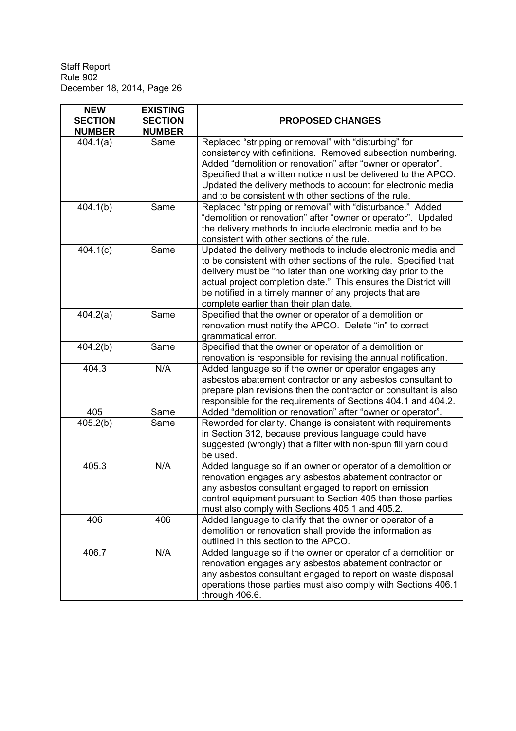| NEW SECTION NUMBER | EXISTING SECTION NUMBER | PROPOSED CHANGES |
|---|---|---|
| 404.1(a) | Same | Replaced "stripping or removal" with "disturbing" for consistency with definitions. Removed subsection numbering. Added "demolition or renovation" after "owner or operator". Specified that a written notice must be delivered to the APCO. Updated the delivery methods to account for electronic media and to be consistent with other sections of the rule. |
| 404.1(b) | Same | Replaced "stripping or removal" with "disturbance." Added "demolition or renovation" after "owner or operator". Updated the delivery methods to include electronic media and to be consistent with other sections of the rule. |
| 404.1(c) | Same | Updated the delivery methods to include electronic media and to be consistent with other sections of the rule. Specified that delivery must be "no later than one working day prior to the actual project completion date." This ensures the District will be notified in a timely manner of any projects that are complete earlier than their plan date. |
| 404.2(a) | Same | Specified that the owner or operator of a demolition or renovation must notify the APCO. Delete "in" to correct grammatical error. |
| 404.2(b) | Same | Specified that the owner or operator of a demolition or renovation is responsible for revising the annual notification. |
| 404.3 | N/A | Added language so if the owner or operator engages any asbestos abatement contractor or any asbestos consultant to prepare plan revisions then the contractor or consultant is also responsible for the requirements of Sections 404.1 and 404.2. |
| 405 | Same | Added "demolition or renovation" after "owner or operator". |
| 405.2(b) | Same | Reworded for clarity. Change is consistent with requirements in Section 312, because previous language could have suggested (wrongly) that a filter with non-spun fill yarn could be used. |
| 405.3 | N/A | Added language so if an owner or operator of a demolition or renovation engages any asbestos abatement contractor or any asbestos consultant engaged to report on emission control equipment pursuant to Section 405 then those parties must also comply with Sections 405.1 and 405.2. |
| 406 | 406 | Added language to clarify that the owner or operator of a demolition or renovation shall provide the information as outlined in this section to the APCO. |
| 406.7 | N/A | Added language so if the owner or operator of a demolition or renovation engages any asbestos abatement contractor or any asbestos consultant engaged to report on waste disposal operations those parties must also comply with Sections 406.1 through 406.6. |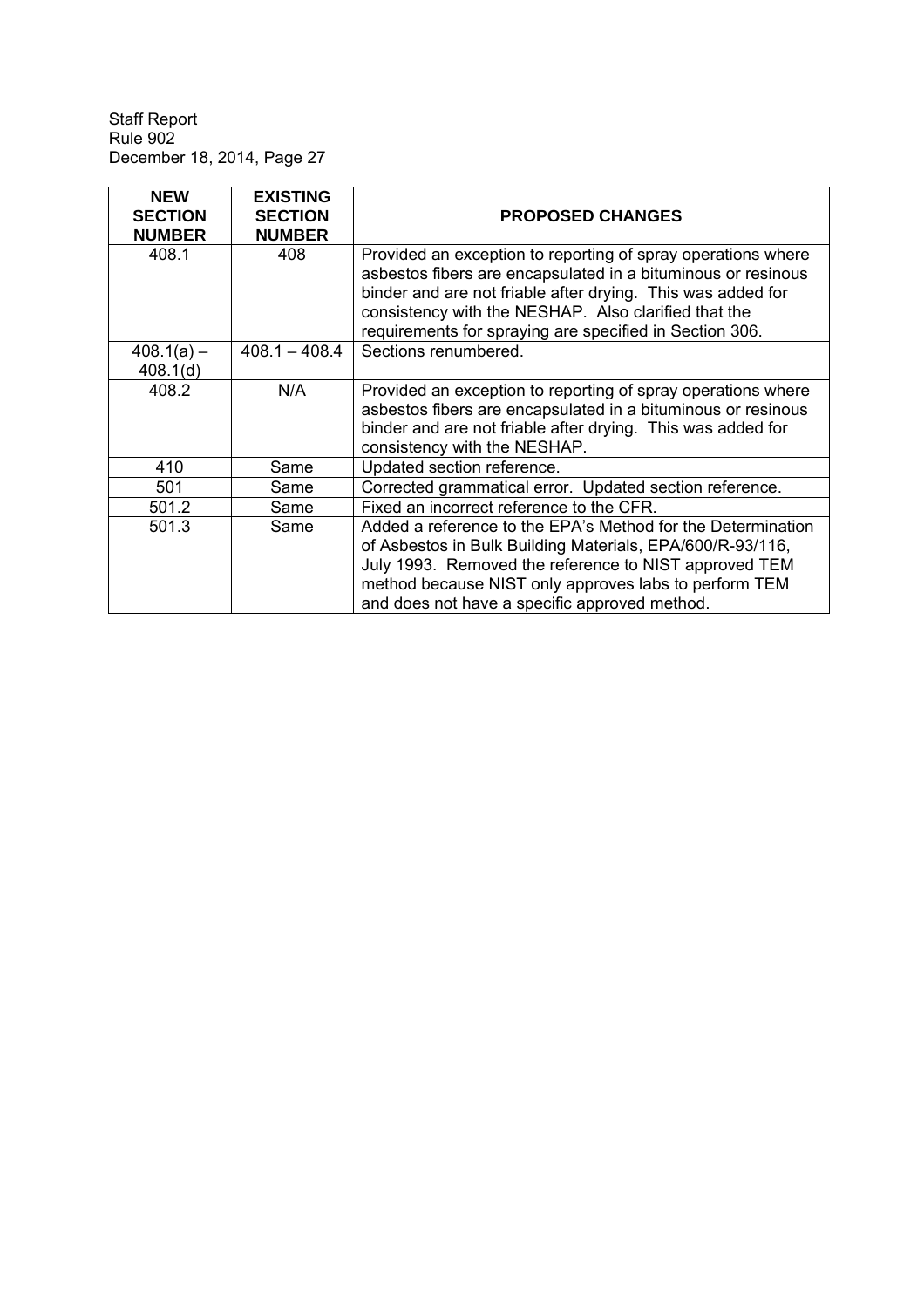| NEW SECTION NUMBER | EXISTING SECTION NUMBER | PROPOSED CHANGES |
|---|---|---|
| 408.1 | 408 | Provided an exception to reporting of spray operations where asbestos fibers are encapsulated in a bituminous or resinous binder and are not friable after drying. This was added for consistency with the NESHAP. Also clarified that the requirements for spraying are specified in Section 306. |
| 408.1(a) – 408.1(d) | 408.1 – 408.4 | Sections renumbered. |
| 408.2 | N/A | Provided an exception to reporting of spray operations where asbestos fibers are encapsulated in a bituminous or resinous binder and are not friable after drying. This was added for consistency with the NESHAP. |
| 410 | Same | Updated section reference. |
| 501 | Same | Corrected grammatical error. Updated section reference. |
| 501.2 | Same | Fixed an incorrect reference to the CFR. |
| 501.3 | Same | Added a reference to the EPA's Method for the Determination of Asbestos in Bulk Building Materials, EPA/600/R-93/116, July 1993. Removed the reference to NIST approved TEM method because NIST only approves labs to perform TEM and does not have a specific approved method. |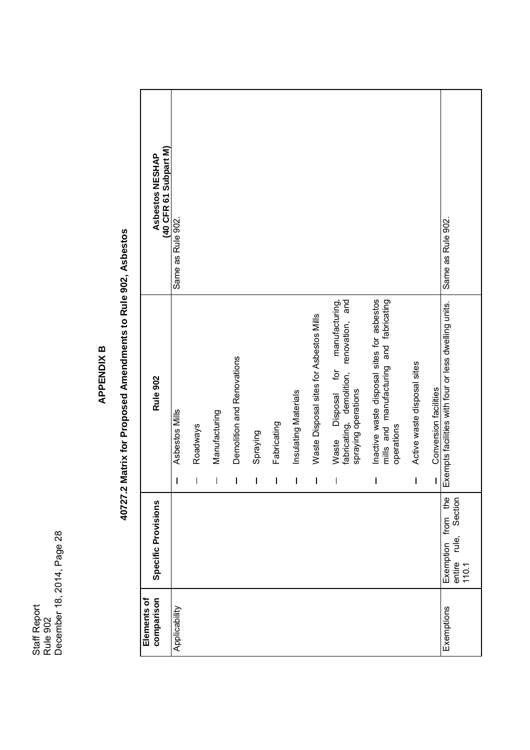# APPENDIX B

## 40727.2 Matrix for Proposed Amendments to Rule 902, Asbestos

| Elements of comparison | Specific Provisions | Rule 902 | Asbestos NESHAP (40 CFR 61 Subpart M) |
|---|---|---|---|
| Applicability | | – Asbestos Mills<br>– Roadways<br>– Manufacturing<br>– Demolition and Renovations<br>– Spraying<br>– Fabricating<br>– Insulating Materials<br>– Waste Disposal sites for Asbestos Mills<br>– Waste Disposal for manufacturing, fabricating, demolition, renovation, and spraying operations<br>– Inactive waste disposal sites for asbestos mills and manufacturing and fabricating operations<br>– Active waste disposal sites<br>– Conversion facilities | Same as Rule 902. |
| Exemptions | Exemption from the entire rule, Section 110.1 | Exempts facilities with four or less dwelling units. | Same as Rule 902. |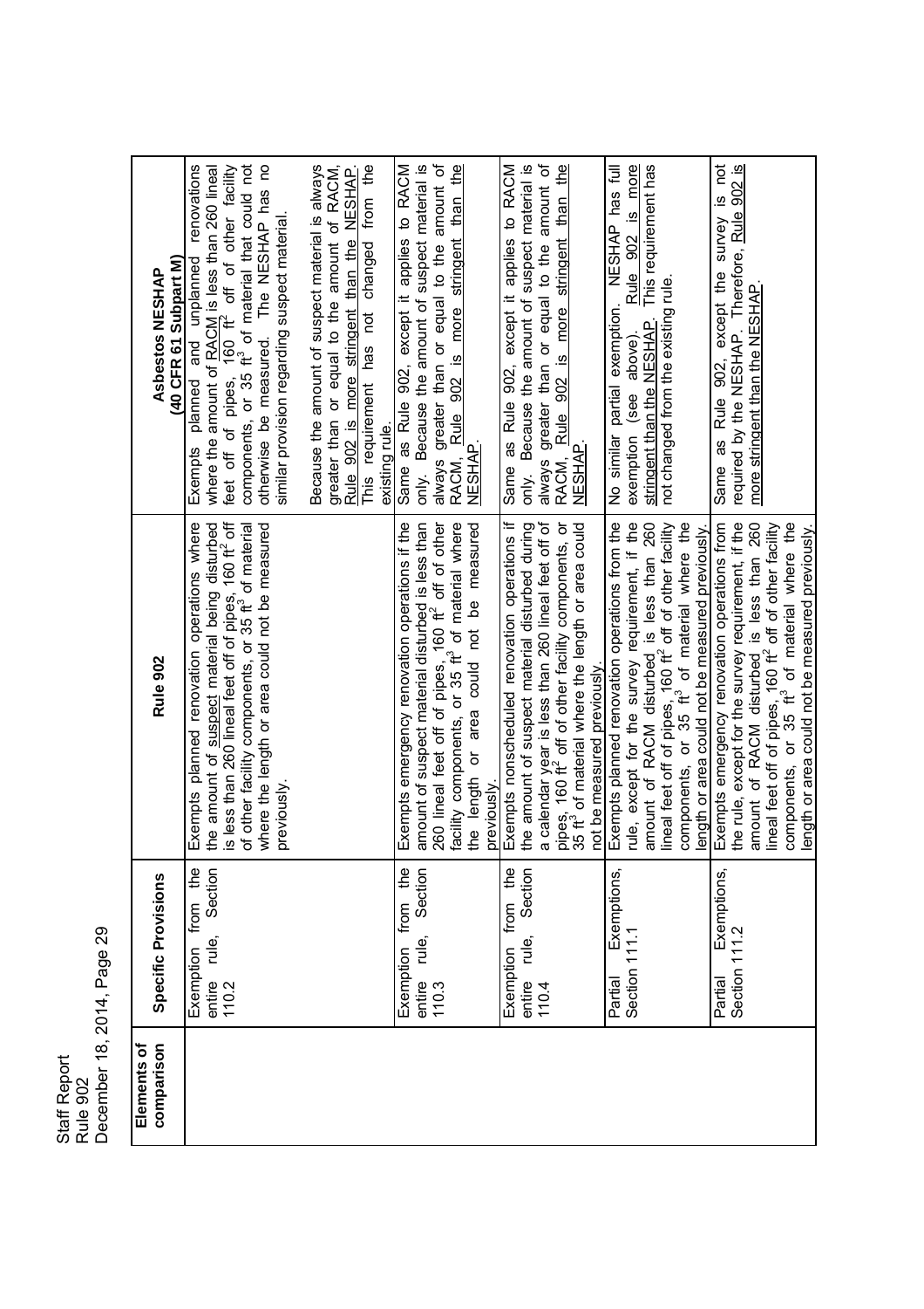| Elements of comparison | Specific Provisions | Rule 902 | Asbestos NESHAP (40 CFR 61 Subpart M) |
|---|---|---|---|
| | Exemption from the entire rule, Section 110.2 | Exempts planned renovation operations where the amount of suspect material being disturbed is less than 260 lineal feet off of pipes, 160 $ft^2$ off of other facility components, or 35 $ft^3$ of material where the length or area could not be measured previously. | Exempts planned and unplanned renovations where the amount of RACM is less than 260 lineal feet off of pipes, 160 $ft^2$ off of other facility components, or 35 $ft^3$ of material that could not otherwise be measured. The NESHAP has no similar provision regarding suspect material.<br><br>Because the amount of suspect material is always greater than or equal to the amount of RACM, Rule 902 is more stringent than the NESHAP. This requirement has not changed from the existing rule. |
| | Exemption from the entire rule, Section 110.3 | Exempts emergency renovation operations if the amount of suspect material disturbed is less than 260 lineal feet off of pipes, 160 $ft^2$ off of other facility components, or 35 $ft^3$ of material where the length or area could not be measured previously. | Same as Rule 902, except it applies to RACM only. Because the amount of suspect material is always greater than or equal to the amount of RACM, Rule 902 is more stringent than the NESHAP. |
| | Exemption from the entire rule, Section 110.4 | Exempts nonscheduled renovation operations if the amount of suspect material disturbed during a calendar year is less than 260 lineal feet off of pipes, 160 $ft^2$ off of other facility components, or 35 $ft^3$ of material where the length or area could not be measured previously. | Same as Rule 902, except it applies to RACM only. Because the amount of suspect material is always greater than or equal to the amount of RACM, Rule 902 is more stringent than the NESHAP. |
| | Partial Exemptions, Section 111.1 | Exempts planned renovation operations from the rule, except for the survey requirement, if the amount of RACM disturbed is less than 260 lineal feet off of pipes, 160 $ft^2$ off of other facility components, or 35 $ft^3$ of material where the length or area could not be measured previously. | No similar partial exemption. NESHAP has full exemption (see above). Rule 902 is more stringent than the NESHAP. This requirement has not changed from the existing rule. |
| | Partial Exemptions, Section 111.2 | Exempts emergency renovation operations from the rule, except for the survey requirement, if the amount of RACM disturbed is less than 260 lineal feet off of pipes, 160 $ft^2$ off of other facility components, or 35 $ft^3$ of material where the length or area could not be measured previously. | Same as Rule 902, except the survey is not required by the NESHAP. Therefore, Rule 902 is more stringent than the NESHAP. |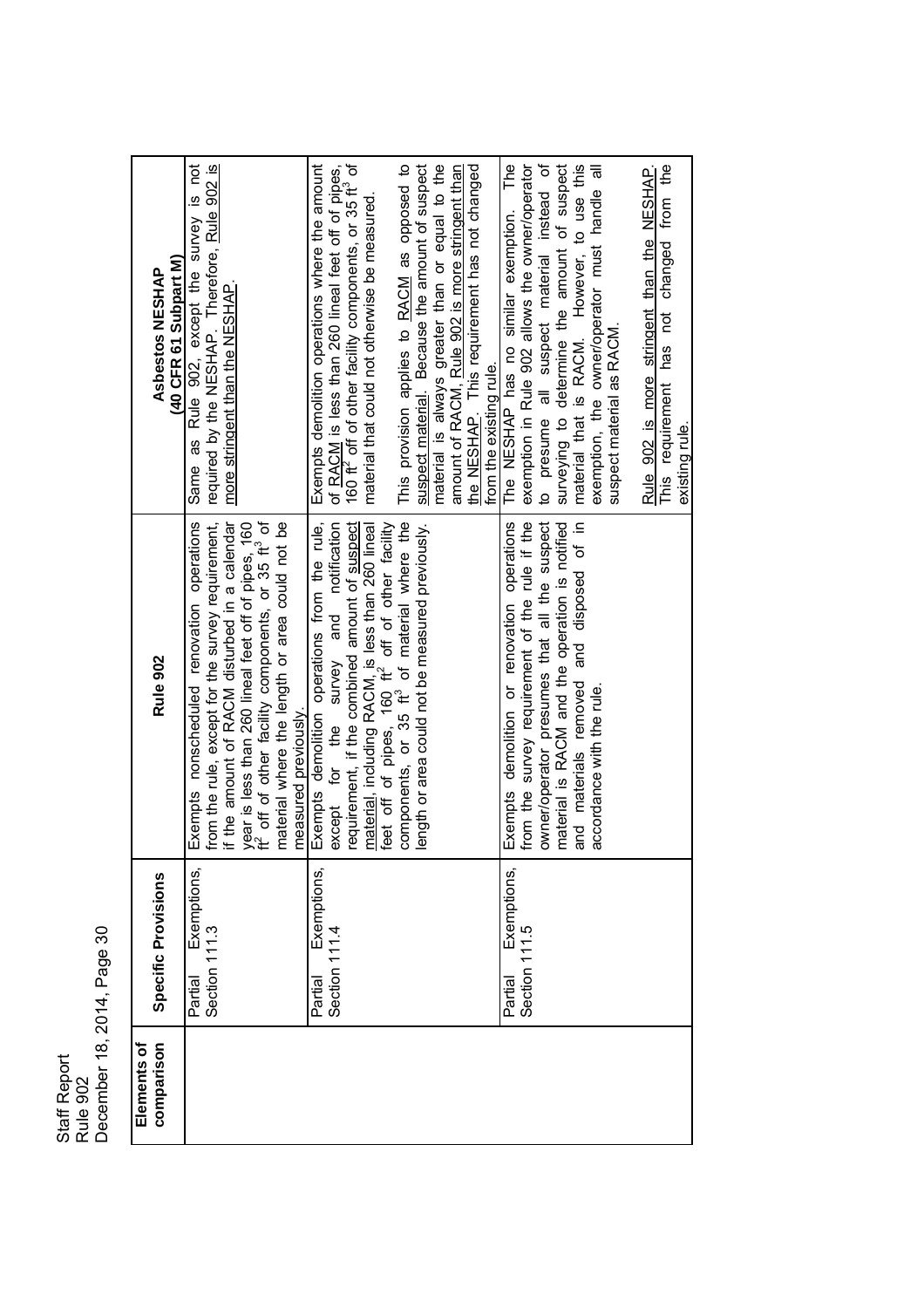| Elements of comparison | Specific Provisions | Rule 902 | Asbestos NESHAP (40 CFR 61 Subpart M) |
|---|---|---|---|
| | Partial Exemptions, Section 111.3 | Exempts nonscheduled renovation operations from the rule, except for the survey requirement, if the amount of RACM disturbed in a calendar year is less than 260 lineal feet off of pipes, 160 $ft^2$ off of other facility components, or 35 $ft^3$ of material where the length or area could not be measured previously. | Same as Rule 902, except the survey is not required by the NESHAP. Therefore, Rule 902 is more stringent than the NESHAP. |
| | Partial Exemptions, Section 111.4 | Exempts demolition operations from the rule, except for the survey and notification requirement, if the combined amount of suspect material, including RACM, is less than 260 lineal feet off of pipes, 160 $ft^2$ off of other facility components, or 35 $ft^3$ of material where the length or area could not be measured previously. | Exempts demolition operations where the amount of RACM is less than 260 lineal feet off of pipes, 160 $ft^2$ off of other facility components, or 35 $ft^3$ of material that could not otherwise be measured.<br><br>This provision applies to RACM as opposed to suspect material. Because the amount of suspect material is always greater than or equal to the amount of RACM, Rule 902 is more stringent than the NESHAP. This requirement has not changed from the existing rule. |
| | Partial Exemptions, Section 111.5 | Exempts demolition or renovation operations from the survey requirement of the rule if the owner/operator presumes that all the suspect material is RACM and the operation is notified and materials removed and disposed of in accordance with the rule. | The NESHAP has no similar exemption. The exemption in Rule 902 allows the owner/operator to presume all suspect material instead of surveying to determine the amount of suspect material that is RACM. However, to use this exemption, the owner/operator must handle all suspect material as RACM.<br><br>Rule 902 is more stringent than the NESHAP. This requirement has not changed from the existing rule. |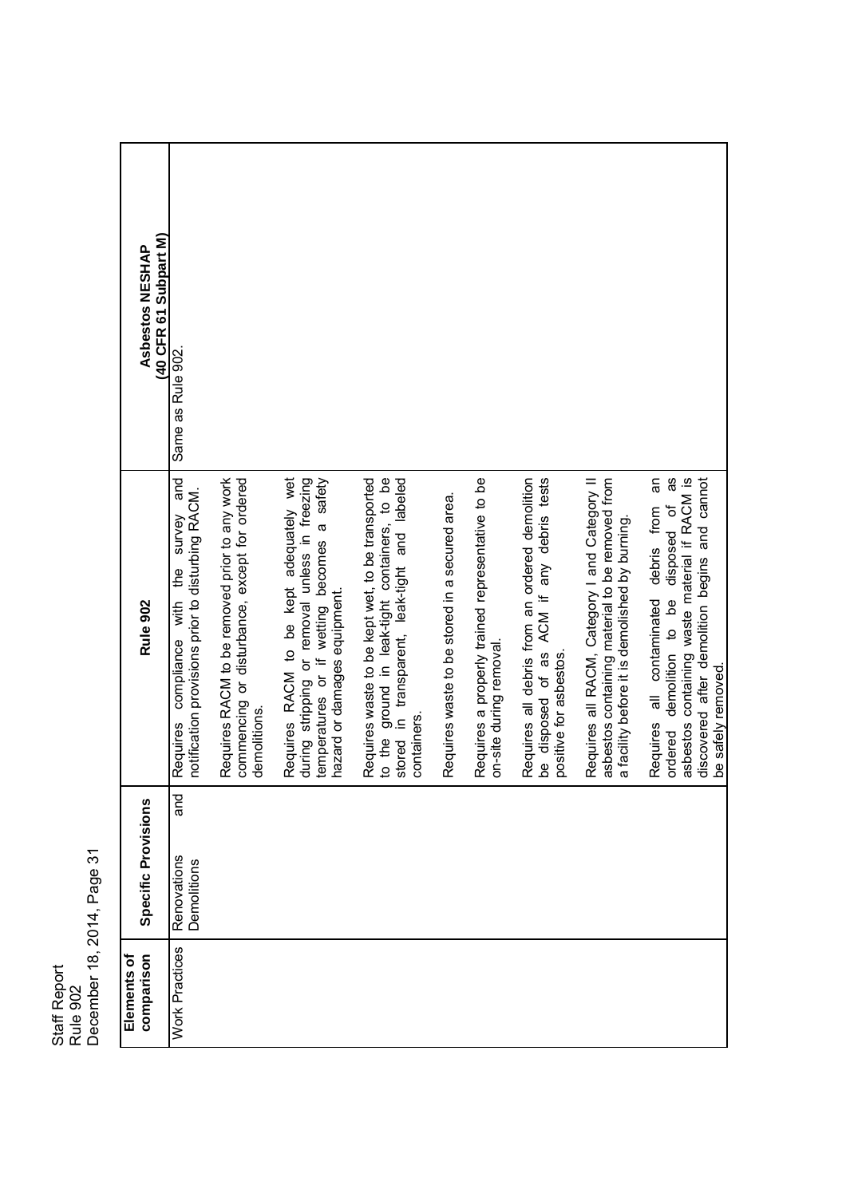| Elements of comparison | Specific Provisions | Rule 902 | Asbestos NESHAP (40 CFR 61 Subpart M) |
|---|---|---|---|
| Work Practices | Renovations and Demolitions | Requires compliance with the survey and notification provisions prior to disturbing RACM.<br><br>Requires RACM to be removed prior to any work commencing or disturbance, except for ordered demolitions.<br><br>Requires RACM to be kept adequately wet during stripping or removal unless in freezing temperatures or if wetting becomes a safety hazard or damages equipment.<br><br>Requires waste to be kept wet, to be transported to the ground in leak-tight containers, to be stored in transparent, leak-tight and labeled containers.<br><br>Requires waste to be stored in a secured area.<br><br>Requires a properly trained representative to be on-site during removal.<br><br>Requires all debris from an ordered demolition be disposed of as ACM if any debris tests positive for asbestos.<br><br>Requires all RACM, Category I and Category II asbestos containing material to be removed from a facility before it is demolished by burning.<br><br>Requires all contaminated debris from an ordered demolition to be disposed of as asbestos containing waste material if RACM is discovered after demolition begins and cannot be safely removed. | Same as Rule 902. |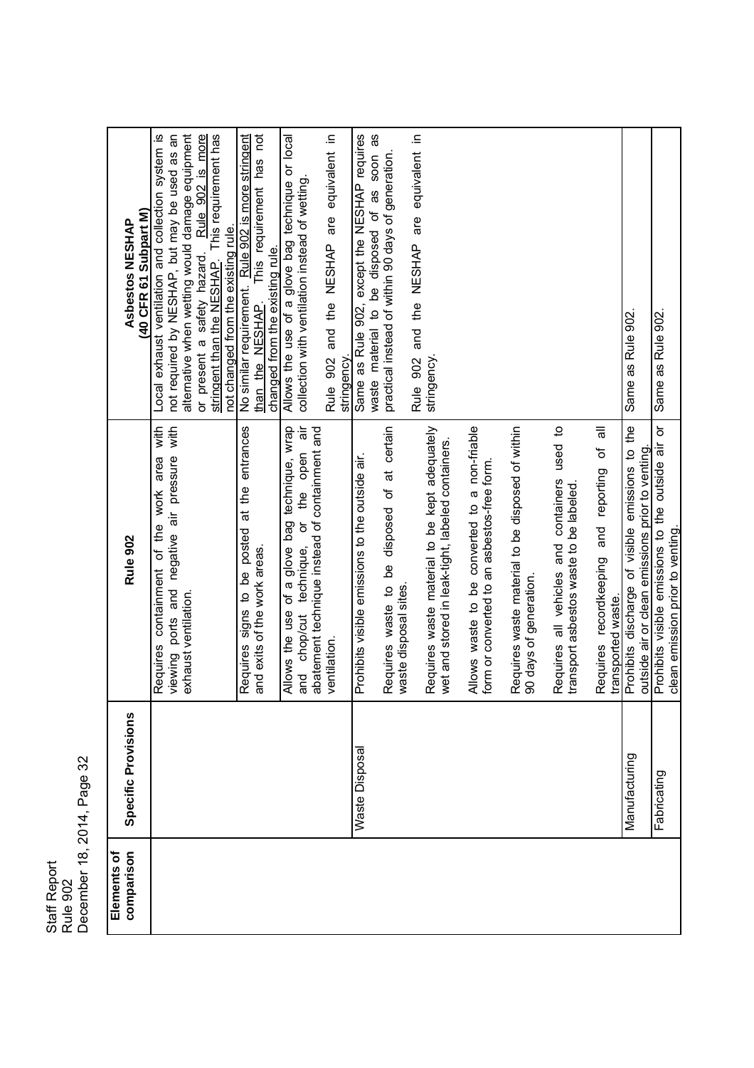| Elements of comparison | Specific Provisions | Rule 902 | Asbestos NESHAP (40 CFR 61 Subpart M) |
|---|---|---|---|
| | | Requires containment of the work area with viewing ports and negative air pressure with exhaust ventilation. | Local exhaust ventilation and collection system is not required by NESHAP, but may be used as an alternative when wetting would damage equipment or present a safety hazard. Rule 902 is more stringent than the NESHAP. This requirement has not changed from the existing rule. |
| | | Requires signs to be posted at the entrances and exits of the work areas. | No similar requirement. Rule 902 is more stringent than the NESHAP. This requirement has not changed from the existing rule. |
| | | Allows the use of a glove bag technique, wrap and chop/cut technique, or the open air abatement technique instead of containment and ventilation. | Allows the use of a glove bag technique or local collection with ventilation instead of wetting.<br><br>Rule 902 and the NESHAP are equivalent in stringency. |
| | Waste Disposal | Prohibits visible emissions to the outside air.<br><br>Requires waste to be disposed of at certain waste disposal sites.<br><br>Requires waste material to be kept adequately wet and stored in leak-tight, labeled containers.<br><br>Allows waste to be converted to a non-friable form or converted to an asbestos-free form.<br><br>Requires waste material to be disposed of within 90 days of generation.<br><br>Requires all vehicles and containers used to transport asbestos waste to be labeled.<br><br>Requires recordkeeping and reporting of all transported waste. | Same as Rule 902, except the NESHAP requires waste material to be disposed of as soon as practical instead of within 90 days of generation.<br><br>Rule 902 and the NESHAP are equivalent in stringency. |
| | Manufacturing | Prohibits discharge of visible emissions to the outside air or clean emissions prior to venting. | Same as Rule 902. |
| | Fabricating | Prohibits visible emissions to the outside air or clean emission prior to venting. | Same as Rule 902. |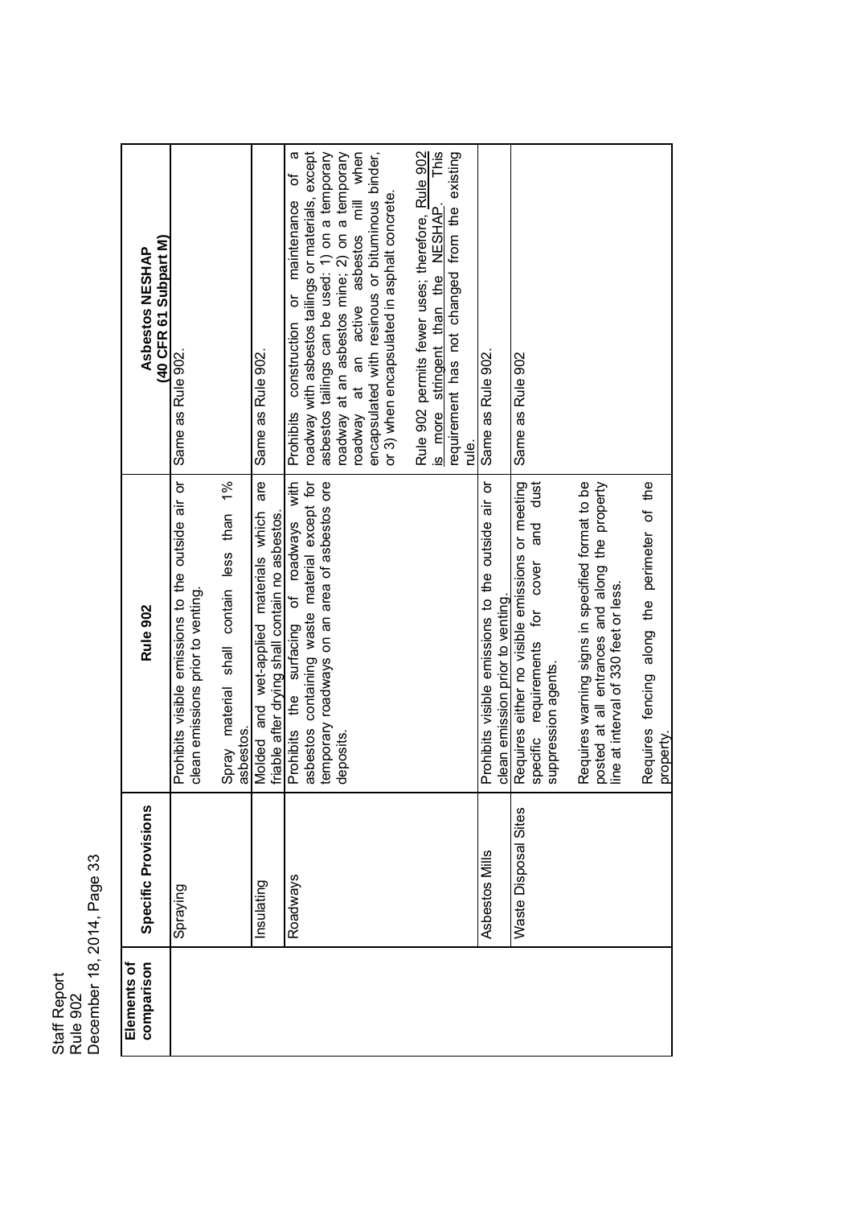| Elements of comparison | Specific Provisions | Rule 902 | Asbestos NESHAP (40 CFR 61 Subpart M) |
|---|---|---|---|
| | Spraying | Prohibits visible emissions to the outside air or clean emissions prior to venting.<br><br>Spray material shall contain less than 1% asbestos. | Same as Rule 902. |
| | Insulating | Molded and wet-applied materials which are friable after drying shall contain no asbestos. | Same as Rule 902. |
| | Roadways | Prohibits the surfacing of roadways with asbestos containing waste material except for temporary roadways on an area of asbestos ore deposits. | Prohibits construction or maintenance of a roadway with asbestos tailings or materials, except asbestos tailings can be used: 1) on a temporary roadway at an asbestos mine; 2) on a temporary roadway at an active asbestos mill when encapsulated with resinous or bituminous binder, or 3) when encapsulated in asphalt concrete.<br><br>Rule 902 permits fewer uses; therefore, Rule 902 is more stringent than the NESHAP. This requirement has not changed from the existing rule. |
| | Asbestos Mills | Prohibits visible emissions to the outside air or clean emission prior to venting. | Same as Rule 902. |
| | Waste Disposal Sites | Requires either no visible emissions or meeting specific requirements for cover and dust suppression agents.<br><br>Requires warning signs in specified format to be posted at all entrances and along the property line at interval of 330 feet or less.<br><br>Requires fencing along the perimeter of the property. | Same as Rule 902 |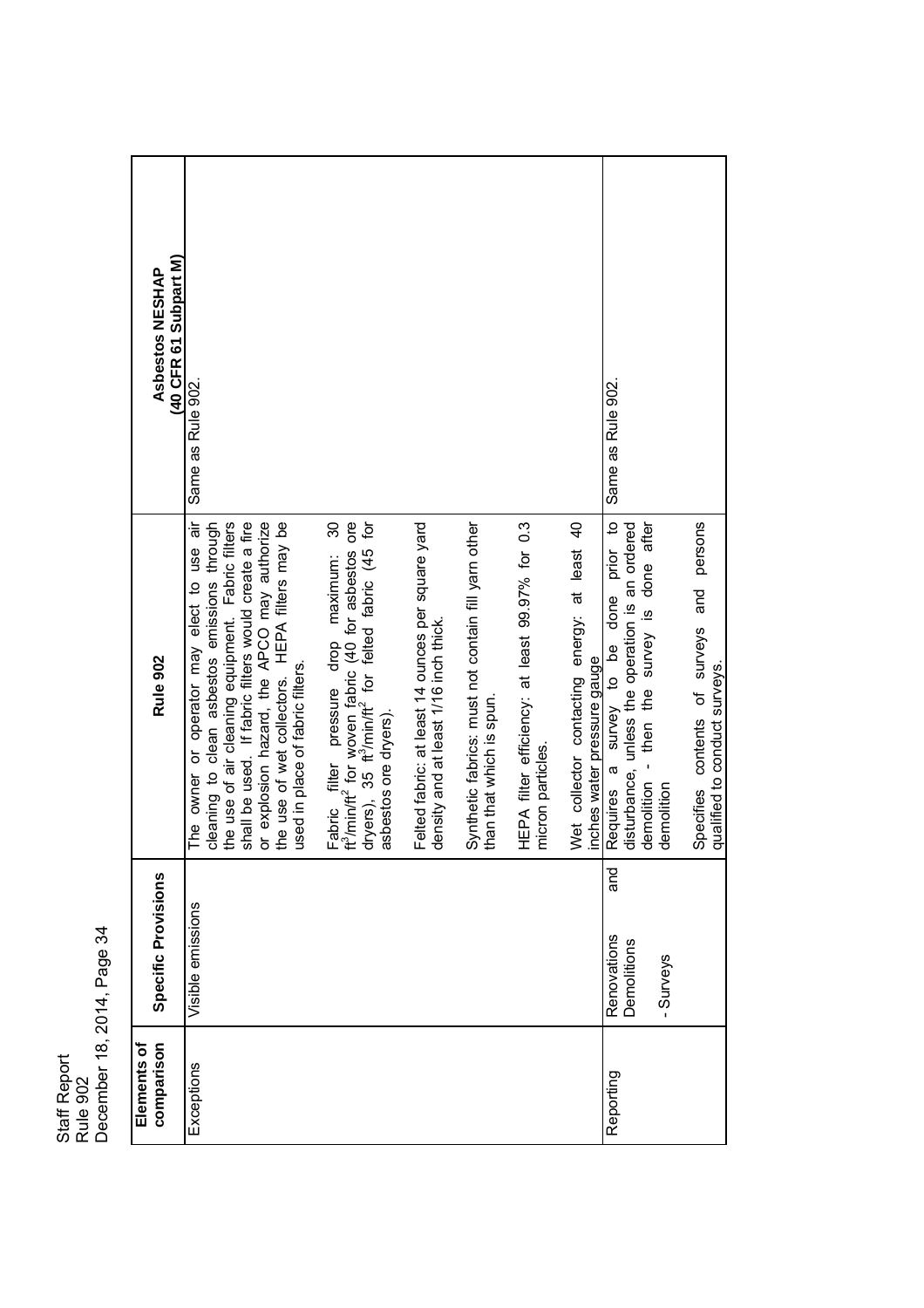| Elements of comparison | Specific Provisions | Rule 902 | Asbestos NESHAP (40 CFR 61 Subpart M) |
|---|---|---|---|
| Exceptions | Visible emissions | The owner or operator may elect to use air cleaning to clean asbestos emissions through the use of air cleaning equipment. Fabric filters shall be used. If fabric filters would create a fire or explosion hazard, the APCO may authorize the use of wet collectors. HEPA filters may be used in place of fabric filters.<br><br>Fabric filter pressure drop maximum: 30 $ft^3/min/ft^2$ for woven fabric (40 for asbestos ore dryers), 35 $ft^3/min/ft^2$ for felted fabric (45 for asbestos ore dryers).<br><br>Felted fabric: at least 14 ounces per square yard density and at least 1/16 inch thick.<br><br>Synthetic fabrics: must not contain fill yarn other than that which is spun.<br><br>HEPA filter efficiency: at least 99.97% for 0.3 micron particles.<br><br>Wet collector contacting energy: at least 40 inches water pressure gauge | Same as Rule 902. |
| Reporting | Renovations and Demolitions<br><br>- Surveys | Requires a survey to be done prior to disturbance, unless the operation is an ordered demolition - then the survey is done after demolition<br><br>Specifies contents of surveys and persons qualified to conduct surveys. | Same as Rule 902. |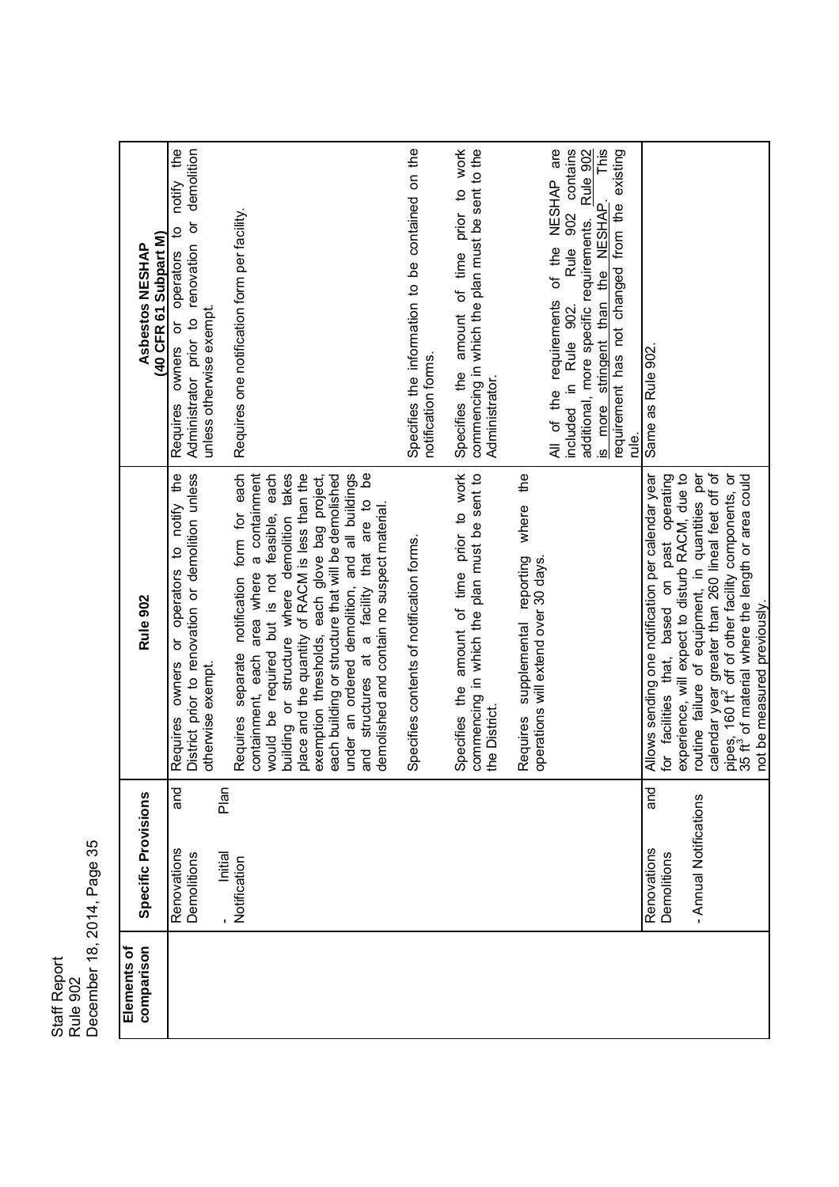| Elements of comparison | Specific Provisions | Rule 902 | Asbestos NESHAP (40 CFR 61 Subpart M) |
|---|---|---|---|
| | Renovations and Demolitions<br><br>- Initial Plan Notification | Requires owners or operators to notify the District prior to renovation or demolition unless otherwise exempt.<br><br>Requires separate notification form for each containment, each area where a containment would be required but is not feasible, each building or structure where demolition takes place and the quantity of RACM is less than the exemption thresholds, each glove bag project, each building or structure that will be demolished under an ordered demolition, and all buildings and structures at a facility that are to be demolished and contain no suspect material.<br><br>Specifies contents of notification forms.<br><br>Specifies the amount of time prior to work commencing in which the plan must be sent to the District.<br><br>Requires supplemental reporting where the operations will extend over 30 days. | Requires owners or operators to notify the Administrator prior to renovation or demolition unless otherwise exempt.<br><br>Requires one notification form per facility.<br><br>Specifies the information to be contained on the notification forms.<br><br>Specifies the amount of time prior to work commencing in which the plan must be sent to the Administrator.<br><br>All of the requirements of the NESHAP are included in Rule 902. Rule 902 contains additional, more specific requirements. <u>Rule 902 is more stringent than the NESHAP</u>. This requirement has not changed from the existing rule. |
| | Renovations and Demolitions<br><br>- Annual Notifications | Allows sending one notification per calendar year for facilities that, based on past operating experience, will expect to disturb RACM, due to routine failure of equipment, in quantities per calendar year greater than 260 lineal feet off of pipes, 160 ft$^2$ off of other facility components, or 35 ft$^3$ of material where the length or area could not be measured previously. | Same as Rule 902. |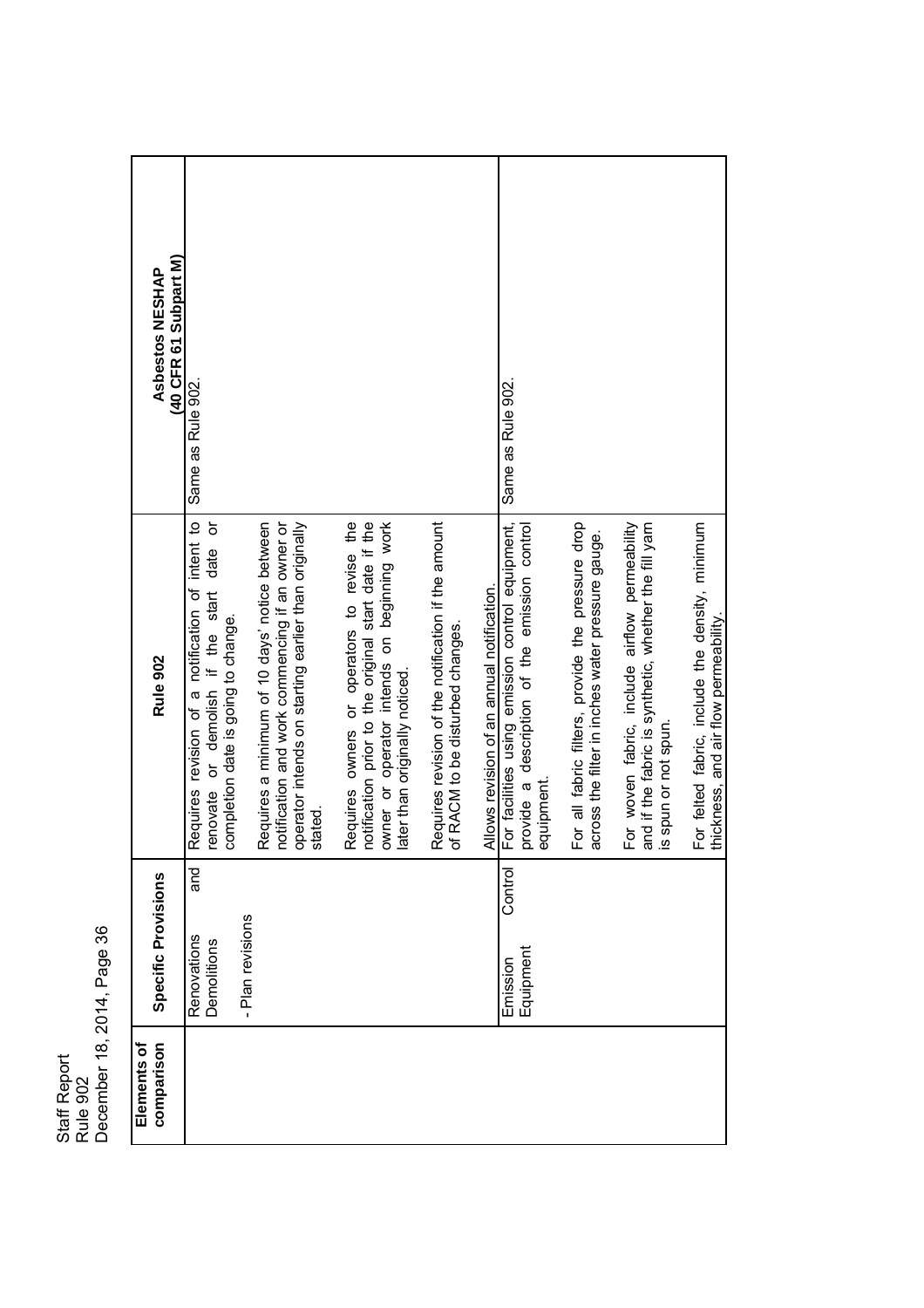| Elements of comparison | Specific Provisions | Rule 902 | Asbestos NESHAP (40 CFR 61 Subpart M) |
|---|---|---|---|
| | Renovations and Demolitions<br><br>- Plan revisions | Requires revision of a notification of intent to renovate or demolish if the start date or completion date is going to change.<br><br>Requires a minimum of 10 days' notice between notification and work commencing if an owner or operator intends on starting earlier than originally stated.<br><br>Requires owners or operators to revise the notification prior to the original start date if the owner or operator intends on beginning work later than originally noticed.<br><br>Requires revision of the notification if the amount of RACM to be disturbed changes.<br><br>Allows revision of an annual notification. | Same as Rule 902. |
| | Emission Control Equipment | For facilities using emission control equipment, provide a description of the emission control equipment.<br><br>For all fabric filters, provide the pressure drop across the filter in inches water pressure gauge.<br><br>For woven fabric, include airflow permeability and if the fabric is synthetic, whether the fill yarn is spun or not spun.<br><br>For felted fabric, include the density, minimum thickness, and air flow permeability. | Same as Rule 902. |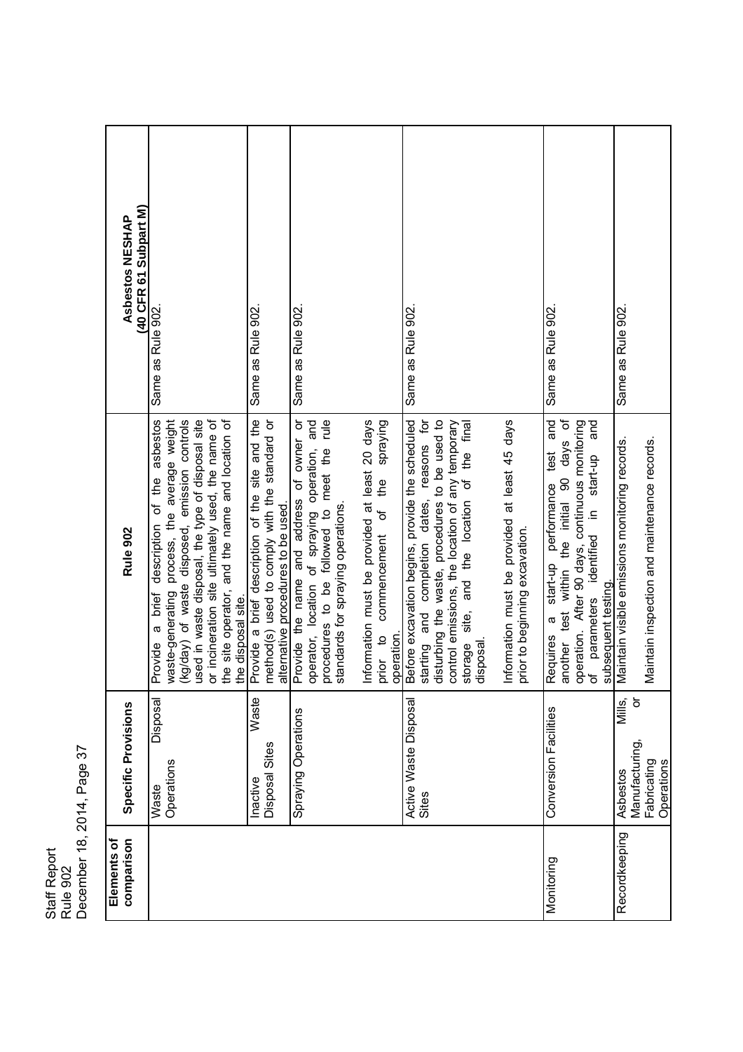| Elements of comparison | Specific Provisions | Rule 902 | Asbestos NESHAP (40 CFR 61 Subpart M) |
|---|---|---|---|
| | Waste Disposal Operations | Provide a brief description of the asbestos waste-generating process, the average weight (kg/day) of waste disposed, emission controls used in waste disposal, the type of disposal site or incineration site ultimately used, the name of the site operator, and the name and location of the disposal site. | Same as Rule 902. |
| | Inactive Waste Disposal Sites | Provide a brief description of the site and the method(s) used to comply with the standard or alternative procedures to be used. | Same as Rule 902. |
| | Spraying Operations | Provide the name and address of owner or operator, location of spraying operation, and procedures to be followed to meet the rule standards for spraying operations.<br><br>Information must be provided at least 20 days prior to commencement of the spraying operation. | Same as Rule 902. |
| | Active Waste Disposal Sites | Before excavation begins, provide the scheduled starting and completion dates, reasons for disturbing the waste, procedures to be used to control emissions, the location of any temporary storage site, and the location of the final disposal.<br><br>Information must be provided at least 45 days prior to beginning excavation. | Same as Rule 902. |
| Monitoring | Conversion Facilities | Requires a start-up performance test and another test within the initial 90 days of operation. After 90 days, continuous monitoring of parameters identified in start-up and subsequent testing. | Same as Rule 902. |
| Recordkeeping | Asbestos Mills, Manufacturing, or Fabricating Operations | Maintain visible emissions monitoring records.<br><br>Maintain inspection and maintenance records. | Same as Rule 902. |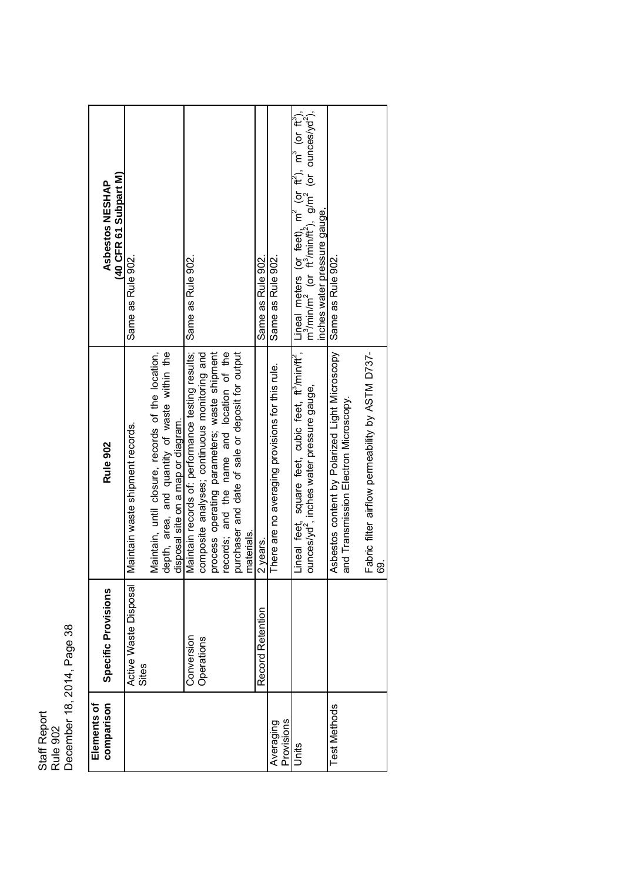| Elements of comparison | Specific Provisions | Rule 902 | Asbestos NESHAP (40 CFR 61 Subpart M) |
|---|---|---|---|
| | Active Waste Disposal Sites | Maintain waste shipment records. Maintain, until closure, records of the location, depth, area, and quantity of waste within the disposal site on a map or diagram. | Same as Rule 902. |
| | Conversion Operations | Maintain records of: performance testing results; composite analyses; continuous monitoring and process operating parameters; waste shipment records; and the name and location of the purchaser and date of sale or deposit for output materials. | Same as Rule 902. |
| | Record Retention | 2 years. | Same as Rule 902. |
| Averaging Provisions | | There are no averaging provisions for this rule. | Same as Rule 902. |
| Units | | Lineal feet, square feet, cubic feet, $ft^3/min/ft^2$, $ounces/yd^2$, inches water pressure gauge, | Lineal meters (or feet), $m^2$ (or $ft^2$), $m^3$ (or $ft^3$), $m^3/min/m^2$ (or $ft^3/min/ft^2$), $g/m^2$ (or $ounces/yd^2$), inches water pressure gauge, |
| Test Methods | | Asbestos content by Polarized Light Microscopy and Transmission Electron Microscopy. Fabric filter airflow permeability by ASTM D737-69. | Same as Rule 902. |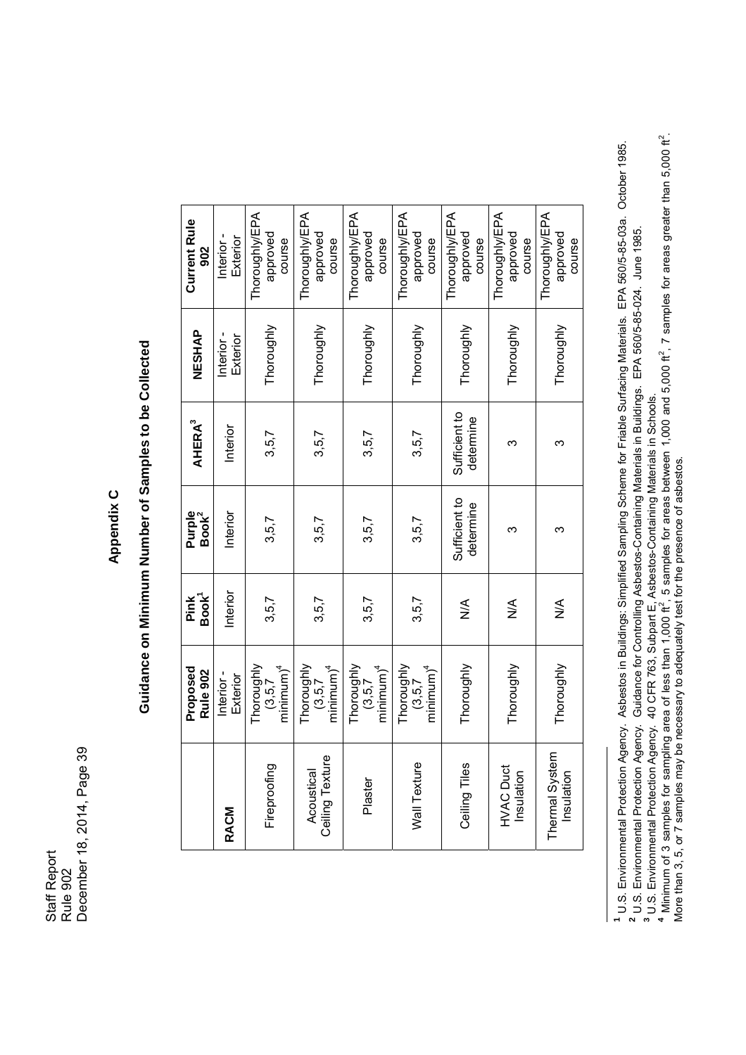# Appendix C

## Guidance on Minimum Number of Samples to be Collected

| | Proposed Rule 902 | Pink Book[1] | Purple Book[2] | AHERA[3] | NESHAP | Current Rule 902 |
|---|---|---|---|---|---|---|
| **RACM** | Interior - Exterior | Interior | Interior | Interior | Interior - Exterior | Interior - Exterior |
| Fireproofing | Thoroughly (3,5,7 minimum)[4] | 3,5,7 | 3,5,7 | 3,5,7 | Thoroughly | Thoroughly/EPA approved course |
| Acoustical Ceiling Texture | Thoroughly (3,5,7 minimum)[4] | 3,5,7 | 3,5,7 | 3,5,7 | Thoroughly | Thoroughly/EPA approved course |
| Plaster | Thoroughly (3,5,7 minimum)[4] | 3,5,7 | 3,5,7 | 3,5,7 | Thoroughly | Thoroughly/EPA approved course |
| Wall Texture | Thoroughly (3,5,7 minimum)[4] | 3,5,7 | 3,5,7 | 3,5,7 | Thoroughly | Thoroughly/EPA approved course |
| Ceiling Tiles | Thoroughly | N/A | Sufficient to determine | Sufficient to determine | Thoroughly | Thoroughly/EPA approved course |
| HVAC Duct Insulation | Thoroughly | N/A | 3 | 3 | Thoroughly | Thoroughly/EPA approved course |
| Thermal System Insulation | Thoroughly | N/A | 3 | 3 | Thoroughly | Thoroughly/EPA approved course |

[1] U.S. Environmental Protection Agency. Asbestos in Buildings: Simplified Sampling Scheme for Friable Surfacing Materials. EPA 560/5-85-03a. October 1985.

[2] U.S. Environmental Protection Agency. Guidance for Controlling Asbestos-Containing Materials in Buildings. EPA 560/5-85-024. June 1985.

[3] U.S. Environmental Protection Agency. 40 CFR 763, Subpart E, Asbestos-Containing Materials in Schools.

[4] Minimum of 3 samples for sampling area of less than 1,000 $ft^2$, 5 samples for areas between 1,000 and 5,000 $ft^2$, 7 samples for areas greater than 5,000 $ft^2$. More than 3, 5, or 7 samples may be necessary to adequately test for the presence of asbestos.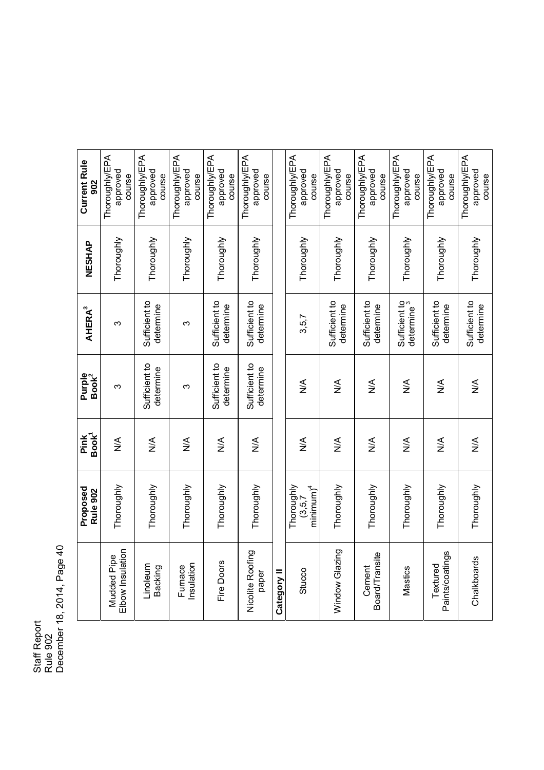| | Proposed Rule 902 | Pink Book[1] | Purple Book[2] | AHERA[3] | NESHAP | Current Rule 902 |
|---|---|---|---|---|---|---|
| Mudded Pipe Elbow Insulation | Thoroughly | N/A | 3 | 3 | Thoroughly | Thoroughly/EPA approved course |
| Linoleum Backing | Thoroughly | N/A | Sufficient to determine | Sufficient to determine | Thoroughly | Thoroughly/EPA approved course |
| Furnace Insulation | Thoroughly | N/A | 3 | 3 | Thoroughly | Thoroughly/EPA approved course |
| Fire Doors | Thoroughly | N/A | Sufficient to determine | Sufficient to determine | Thoroughly | Thoroughly/EPA approved course |
| Nicolite Roofing paper | Thoroughly | N/A | Sufficient to determine | Sufficient to determine | Thoroughly | Thoroughly/EPA approved course |
| **Category II** | | | | | | |
| Stucco | Thoroughly (3,5,7 minimum)[4] | N/A | N/A | 3,5,7 | Thoroughly | Thoroughly/EPA approved course |
| Window Glazing | Thoroughly | N/A | N/A | Sufficient to determine | Thoroughly | Thoroughly/EPA approved course |
| Cement Board/Transite | Thoroughly | N/A | N/A | Sufficient to determine | Thoroughly | Thoroughly/EPA approved course |
| Mastics | Thoroughly | N/A | N/A | Sufficient to determine[3] | Thoroughly | Thoroughly/EPA approved course |
| Textured Paints/coatings | Thoroughly | N/A | N/A | Sufficient to determine | Thoroughly | Thoroughly/EPA approved course |
| Chalkboards | Thoroughly | N/A | N/A | Sufficient to determine | Thoroughly | Thoroughly/EPA approved course |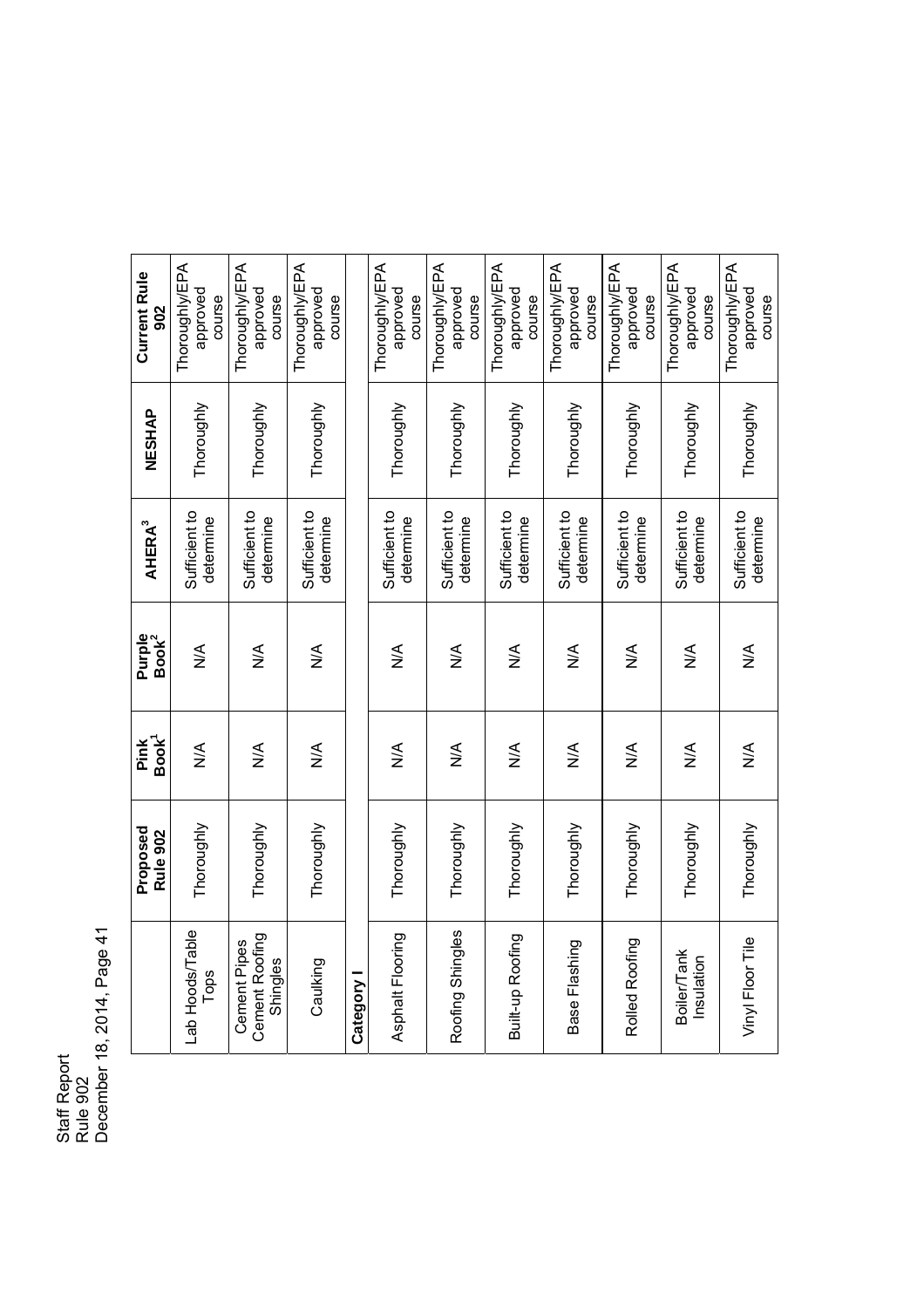| | Proposed Rule 902 | Pink Book[1] | Purple Book[2] | AHERA[3] | NESHAP | Current Rule 902 |
|---|---|---|---|---|---|---|
| Lab Hoods/Table Tops | Thoroughly | N/A | N/A | Sufficient to determine | Thoroughly | Thoroughly/EPA approved course |
| Cement Pipes Cement Roofing Shingles | Thoroughly | N/A | N/A | Sufficient to determine | Thoroughly | Thoroughly/EPA approved course |
| Caulking | Thoroughly | N/A | N/A | Sufficient to determine | Thoroughly | Thoroughly/EPA approved course |
| **Category I** | | | | | | |
| Asphalt Flooring | Thoroughly | N/A | N/A | Sufficient to determine | Thoroughly | Thoroughly/EPA approved course |
| Roofing Shingles | Thoroughly | N/A | N/A | Sufficient to determine | Thoroughly | Thoroughly/EPA approved course |
| Built-up Roofing | Thoroughly | N/A | N/A | Sufficient to determine | Thoroughly | Thoroughly/EPA approved course |
| Base Flashing | Thoroughly | N/A | N/A | Sufficient to determine | Thoroughly | Thoroughly/EPA approved course |
| Rolled Roofing | Thoroughly | N/A | N/A | Sufficient to determine | Thoroughly | Thoroughly/EPA approved course |
| Boiler/Tank Insulation | Thoroughly | N/A | N/A | Sufficient to determine | Thoroughly | Thoroughly/EPA approved course |
| Vinyl Floor Tile | Thoroughly | N/A | N/A | Sufficient to determine | Thoroughly | Thoroughly/EPA approved course |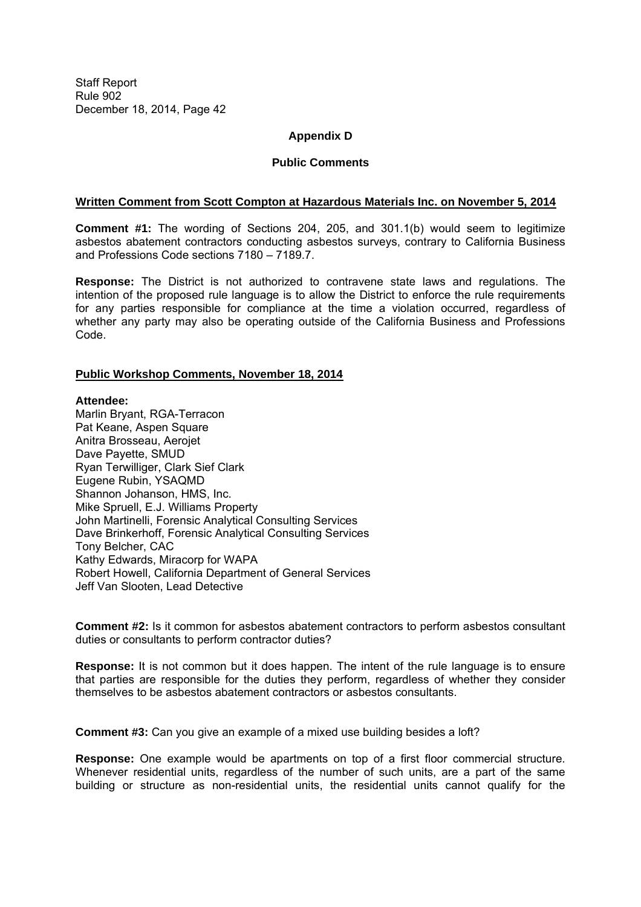## Appendix D

## Public Comments

**Written Comment from Scott Compton at Hazardous Materials Inc. on November 5, 2014**

**Comment #1:** The wording of Sections 204, 205, and 301.1(b) would seem to legitimize asbestos abatement contractors conducting asbestos surveys, contrary to California Business and Professions Code sections 7180 – 7189.7.

**Response:** The District is not authorized to contravene state laws and regulations. The intention of the proposed rule language is to allow the District to enforce the rule requirements for any parties responsible for compliance at the time a violation occurred, regardless of whether any party may also be operating outside of the California Business and Professions Code.

**Public Workshop Comments, November 18, 2014**

**Attendee:**
Marlin Bryant, RGA-Terracon
Pat Keane, Aspen Square
Anitra Brosseau, Aerojet
Dave Payette, SMUD
Ryan Terwilliger, Clark Sief Clark
Eugene Rubin, YSAQMD
Shannon Johanson, HMS, Inc.
Mike Spruell, E.J. Williams Property
John Martinelli, Forensic Analytical Consulting Services
Dave Brinkerhoff, Forensic Analytical Consulting Services
Tony Belcher, CAC
Kathy Edwards, Miracorp for WAPA
Robert Howell, California Department of General Services
Jeff Van Slooten, Lead Detective

**Comment #2:** Is it common for asbestos abatement contractors to perform asbestos consultant duties or consultants to perform contractor duties?

**Response:** It is not common but it does happen. The intent of the rule language is to ensure that parties are responsible for the duties they perform, regardless of whether they consider themselves to be asbestos abatement contractors or asbestos consultants.

**Comment #3:** Can you give an example of a mixed use building besides a loft?

**Response:** One example would be apartments on top of a first floor commercial structure. Whenever residential units, regardless of the number of such units, are a part of the same building or structure as non-residential units, the residential units cannot qualify for the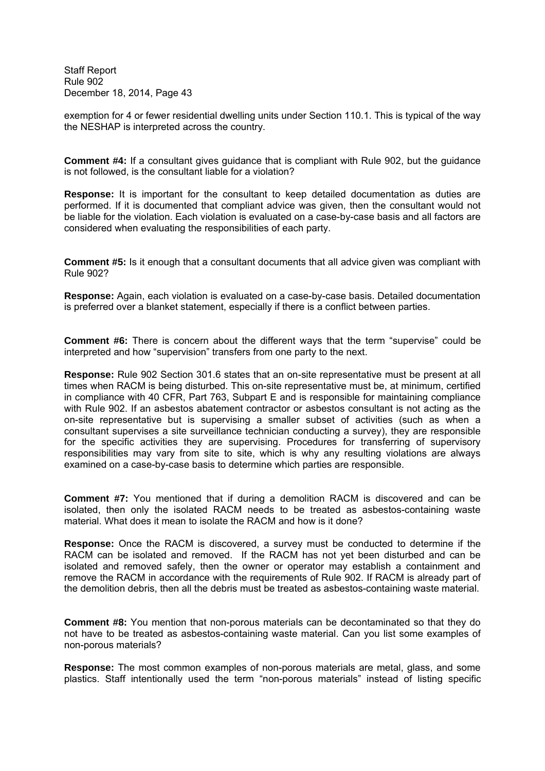exemption for 4 or fewer residential dwelling units under Section 110.1. This is typical of the way the NESHAP is interpreted across the country.

**Comment #4:** If a consultant gives guidance that is compliant with Rule 902, but the guidance is not followed, is the consultant liable for a violation?

**Response:** It is important for the consultant to keep detailed documentation as duties are performed. If it is documented that compliant advice was given, then the consultant would not be liable for the violation. Each violation is evaluated on a case-by-case basis and all factors are considered when evaluating the responsibilities of each party.

**Comment #5:** Is it enough that a consultant documents that all advice given was compliant with Rule 902?

**Response:** Again, each violation is evaluated on a case-by-case basis. Detailed documentation is preferred over a blanket statement, especially if there is a conflict between parties.

**Comment #6:** There is concern about the different ways that the term "supervise" could be interpreted and how "supervision" transfers from one party to the next.

**Response:** Rule 902 Section 301.6 states that an on-site representative must be present at all times when RACM is being disturbed. This on-site representative must be, at minimum, certified in compliance with 40 CFR, Part 763, Subpart E and is responsible for maintaining compliance with Rule 902. If an asbestos abatement contractor or asbestos consultant is not acting as the on-site representative but is supervising a smaller subset of activities (such as when a consultant supervises a site surveillance technician conducting a survey), they are responsible for the specific activities they are supervising. Procedures for transferring of supervisory responsibilities may vary from site to site, which is why any resulting violations are always examined on a case-by-case basis to determine which parties are responsible.

**Comment #7:** You mentioned that if during a demolition RACM is discovered and can be isolated, then only the isolated RACM needs to be treated as asbestos-containing waste material. What does it mean to isolate the RACM and how is it done?

**Response:** Once the RACM is discovered, a survey must be conducted to determine if the RACM can be isolated and removed. If the RACM has not yet been disturbed and can be isolated and removed safely, then the owner or operator may establish a containment and remove the RACM in accordance with the requirements of Rule 902. If RACM is already part of the demolition debris, then all the debris must be treated as asbestos-containing waste material.

**Comment #8:** You mention that non-porous materials can be decontaminated so that they do not have to be treated as asbestos-containing waste material. Can you list some examples of non-porous materials?

**Response:** The most common examples of non-porous materials are metal, glass, and some plastics. Staff intentionally used the term "non-porous materials" instead of listing specific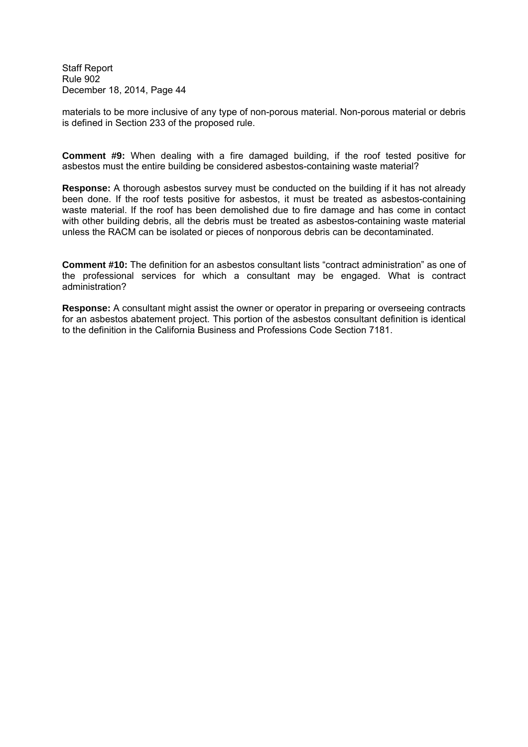materials to be more inclusive of any type of non-porous material. Non-porous material or debris is defined in Section 233 of the proposed rule.

**Comment #9:** When dealing with a fire damaged building, if the roof tested positive for asbestos must the entire building be considered asbestos-containing waste material?

**Response:** A thorough asbestos survey must be conducted on the building if it has not already been done. If the roof tests positive for asbestos, it must be treated as asbestos-containing waste material. If the roof has been demolished due to fire damage and has come in contact with other building debris, all the debris must be treated as asbestos-containing waste material unless the RACM can be isolated or pieces of nonporous debris can be decontaminated.

**Comment #10:** The definition for an asbestos consultant lists "contract administration" as one of the professional services for which a consultant may be engaged. What is contract administration?

**Response:** A consultant might assist the owner or operator in preparing or overseeing contracts for an asbestos abatement project. This portion of the asbestos consultant definition is identical to the definition in the California Business and Professions Code Section 7181.